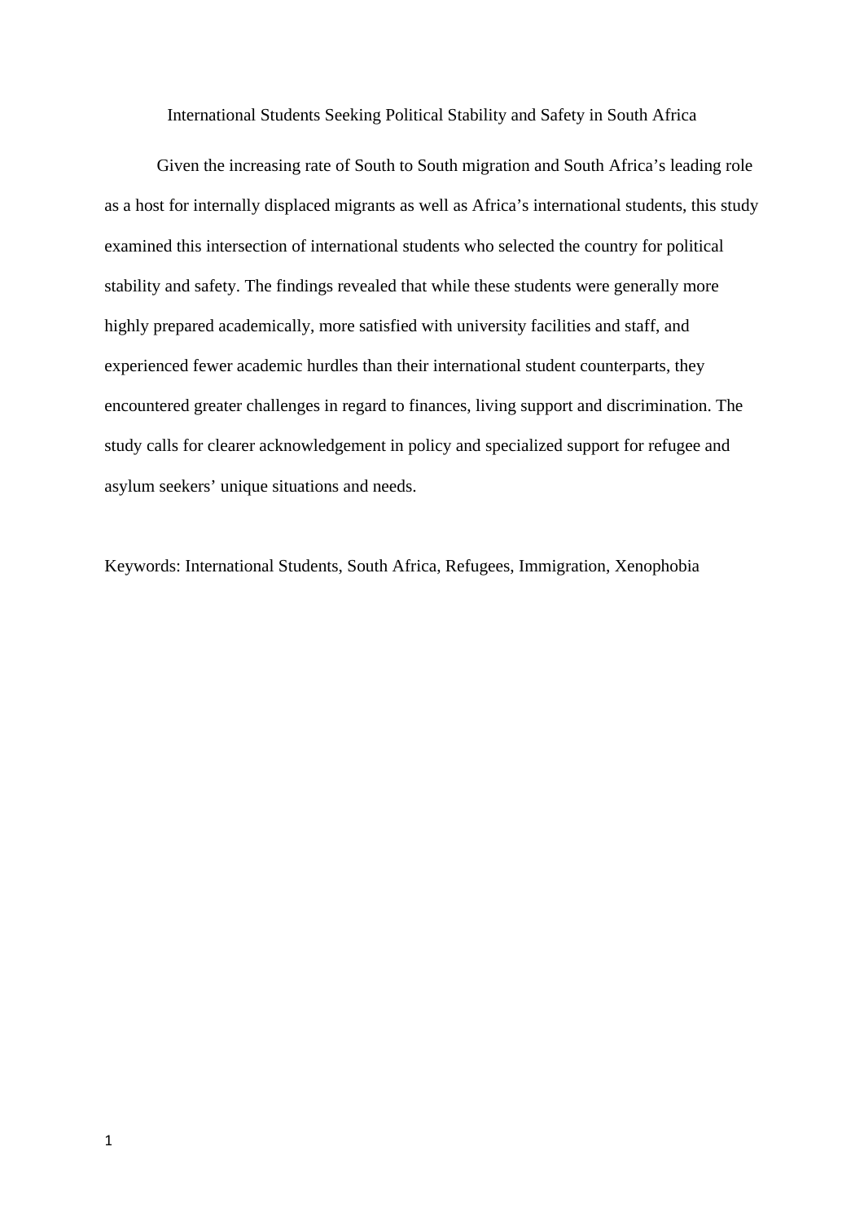# International Students Seeking Political Stability and Safety in South Africa

Given the increasing rate of South to South migration and South Africa's leading role as a host for internally displaced migrants as well as Africa's international students, this study examined this intersection of international students who selected the country for political stability and safety. The findings revealed that while these students were generally more highly prepared academically, more satisfied with university facilities and staff, and experienced fewer academic hurdles than their international student counterparts, they encountered greater challenges in regard to finances, living support and discrimination. The study calls for clearer acknowledgement in policy and specialized support for refugee and asylum seekers' unique situations and needs.

Keywords: International Students, South Africa, Refugees, Immigration, Xenophobia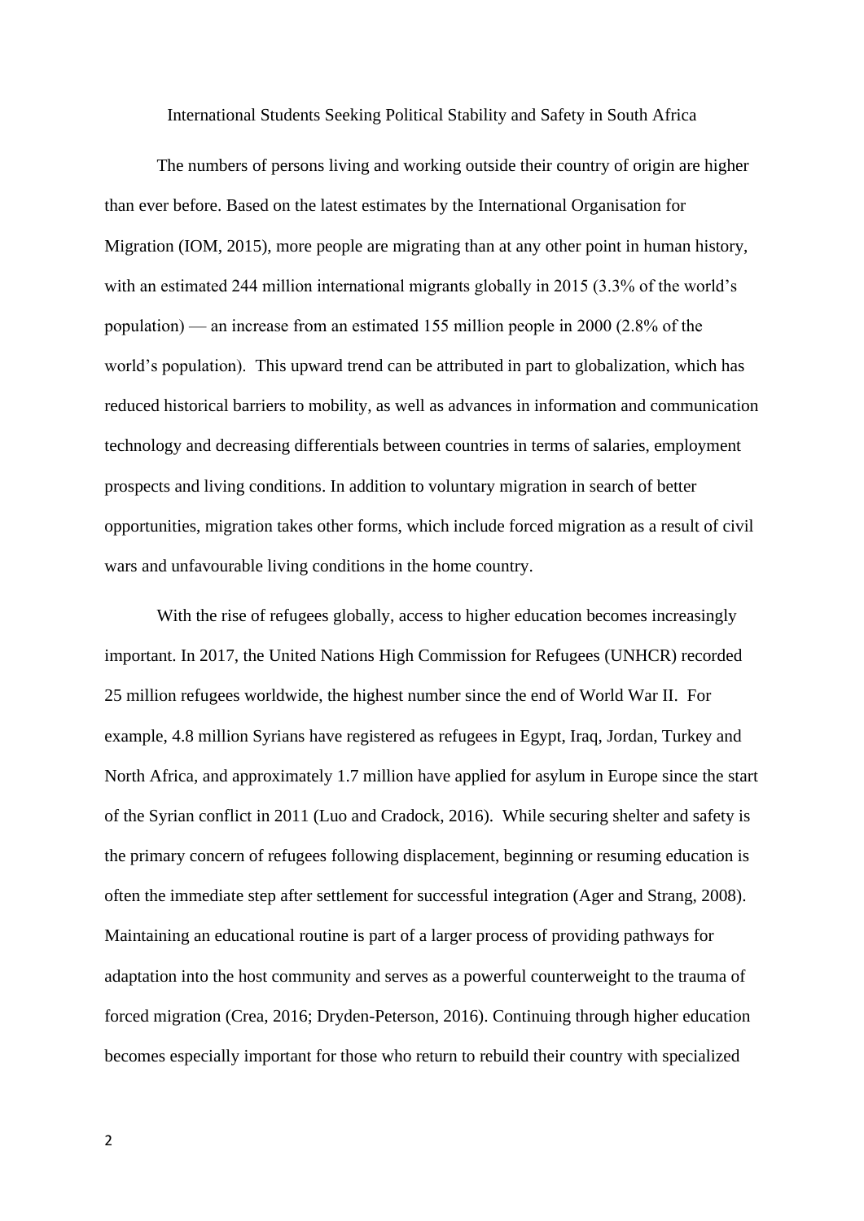# International Students Seeking Political Stability and Safety in South Africa

The numbers of persons living and working outside their country of origin are higher than ever before. Based on the latest estimates by the International Organisation for Migration (IOM, 2015), more people are migrating than at any other point in human history, with an estimated 244 million international migrants globally in 2015 (3.3% of the world's population) — an increase from an estimated 155 million people in 2000 (2.8% of the world's population). This upward trend can be attributed in part to globalization, which has reduced historical barriers to mobility, as well as advances in information and communication technology and decreasing differentials between countries in terms of salaries, employment prospects and living conditions. In addition to voluntary migration in search of better opportunities, migration takes other forms, which include forced migration as a result of civil wars and unfavourable living conditions in the home country.

With the rise of refugees globally, access to higher education becomes increasingly important. In 2017, the United Nations High Commission for Refugees (UNHCR) recorded 25 million refugees worldwide, the highest number since the end of World War II. For example, 4.8 million Syrians have registered as refugees in Egypt, Iraq, Jordan, Turkey and North Africa, and approximately 1.7 million have applied for asylum in Europe since the start of the Syrian conflict in 2011 (Luo and Cradock, 2016). While securing shelter and safety is the primary concern of refugees following displacement, beginning or resuming education is often the immediate step after settlement for successful integration (Ager and Strang, 2008). Maintaining an educational routine is part of a larger process of providing pathways for adaptation into the host community and serves as a powerful counterweight to the trauma of forced migration (Crea, 2016; Dryden-Peterson, 2016). Continuing through higher education becomes especially important for those who return to rebuild their country with specialized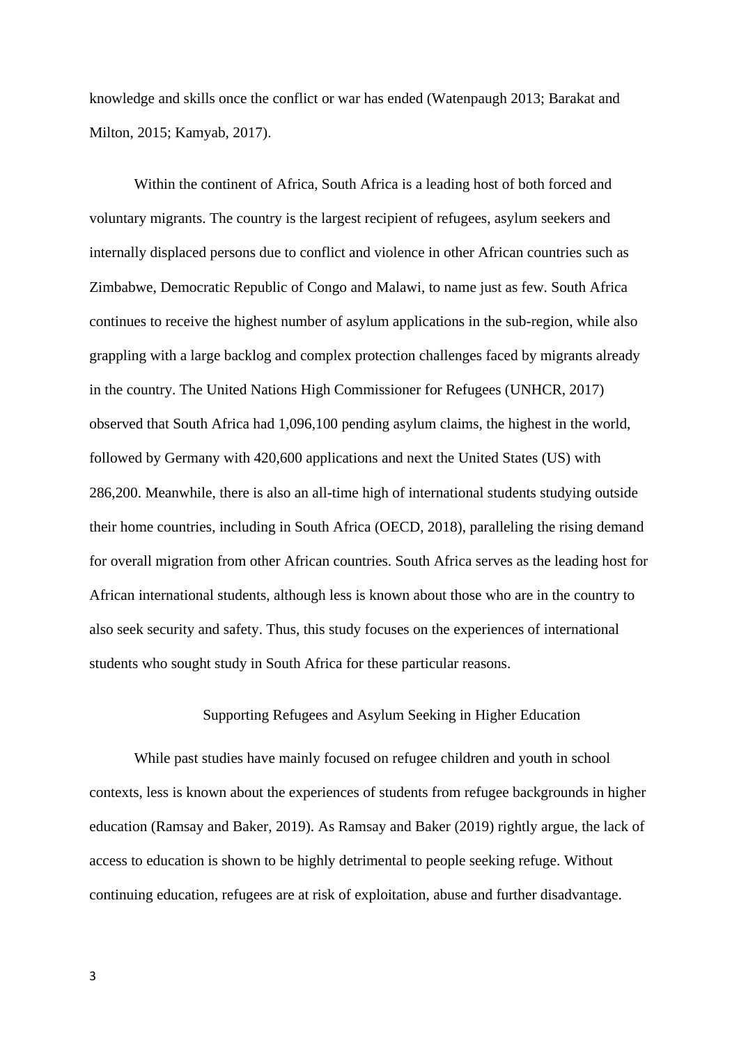knowledge and skills once the conflict or war has ended (Watenpaugh 2013; Barakat and Milton, 2015; Kamyab, 2017).

Within the continent of Africa, South Africa is a leading host of both forced and voluntary migrants. The country is the largest recipient of refugees, asylum seekers and internally displaced persons due to conflict and violence in other African countries such as Zimbabwe, Democratic Republic of Congo and Malawi, to name just as few. South Africa continues to receive the highest number of asylum applications in the sub-region, while also grappling with a large backlog and complex protection challenges faced by migrants already in the country. The United Nations High Commissioner for Refugees (UNHCR, 2017) observed that South Africa had 1,096,100 pending asylum claims, the highest in the world, followed by Germany with 420,600 applications and next the United States (US) with 286,200. Meanwhile, there is also an all-time high of international students studying outside their home countries, including in South Africa (OECD, 2018), paralleling the rising demand for overall migration from other African countries. South Africa serves as the leading host for African international students, although less is known about those who are in the country to also seek security and safety. Thus, this study focuses on the experiences of international students who sought study in South Africa for these particular reasons.

## Supporting Refugees and Asylum Seeking in Higher Education

While past studies have mainly focused on refugee children and youth in school contexts, less is known about the experiences of students from refugee backgrounds in higher education (Ramsay and Baker, 2019). As Ramsay and Baker (2019) rightly argue, the lack of access to education is shown to be highly detrimental to people seeking refuge. Without continuing education, refugees are at risk of exploitation, abuse and further disadvantage.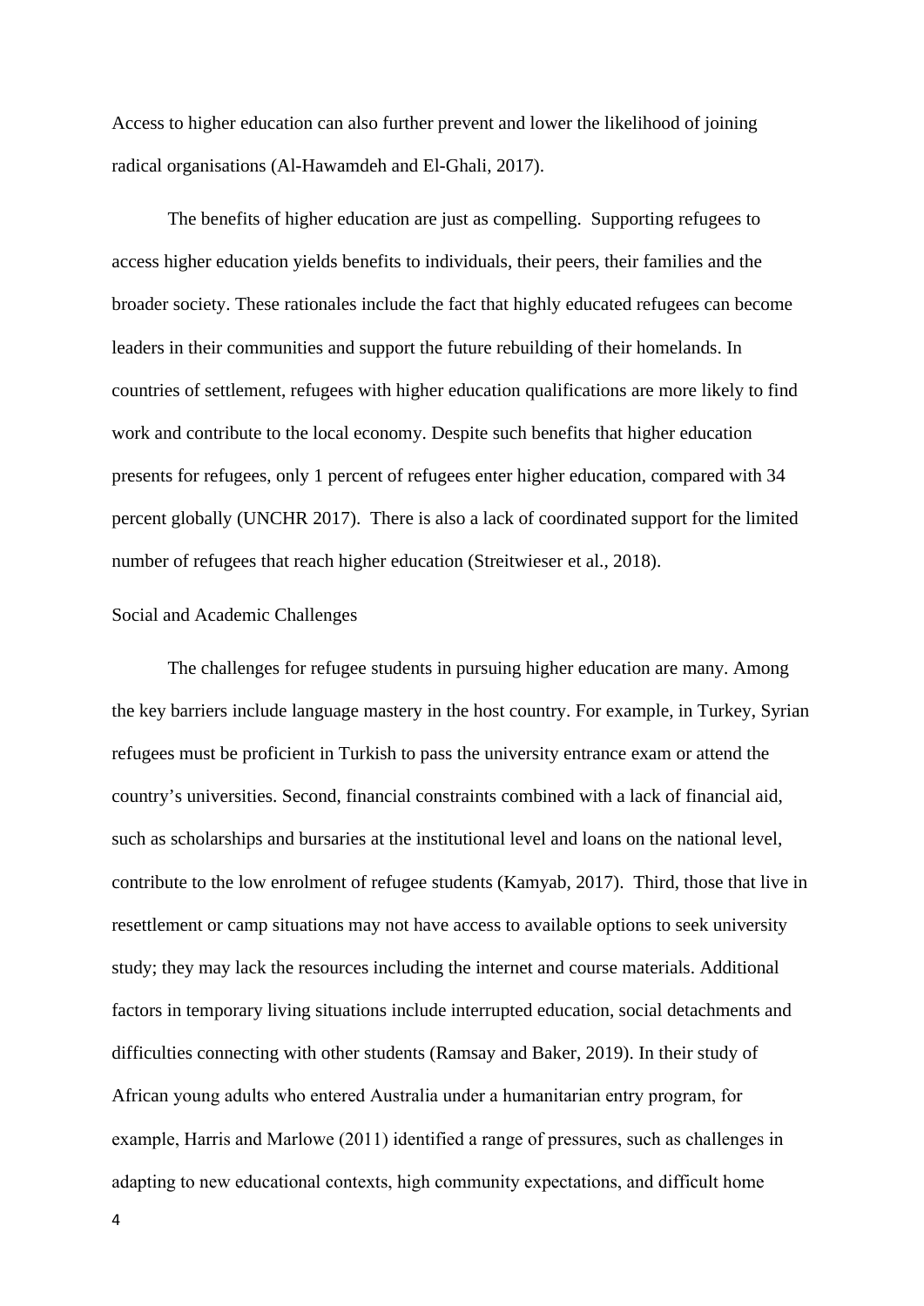Access to higher education can also further prevent and lower the likelihood of joining radical organisations (Al-Hawamdeh and El-Ghali, 2017).

The benefits of higher education are just as compelling. Supporting refugees to access higher education yields benefits to individuals, their peers, their families and the broader society. These rationales include the fact that highly educated refugees can become leaders in their communities and support the future rebuilding of their homelands. In countries of settlement, refugees with higher education qualifications are more likely to find work and contribute to the local economy. Despite such benefits that higher education presents for refugees, only 1 percent of refugees enter higher education, compared with 34 percent globally (UNCHR 2017). There is also a lack of coordinated support for the limited number of refugees that reach higher education (Streitwieser et al., 2018).

## Social and Academic Challenges

The challenges for refugee students in pursuing higher education are many. Among the key barriers include language mastery in the host country. For example, in Turkey, Syrian refugees must be proficient in Turkish to pass the university entrance exam or attend the country's universities. Second, financial constraints combined with a lack of financial aid, such as scholarships and bursaries at the institutional level and loans on the national level, contribute to the low enrolment of refugee students (Kamyab, 2017). Third, those that live in resettlement or camp situations may not have access to available options to seek university study; they may lack the resources including the internet and course materials. Additional factors in temporary living situations include interrupted education, social detachments and difficulties connecting with other students (Ramsay and Baker, 2019). In their study of African young adults who entered Australia under a humanitarian entry program, for example, Harris and Marlowe (2011) identified a range of pressures, such as challenges in adapting to new educational contexts, high community expectations, and difficult home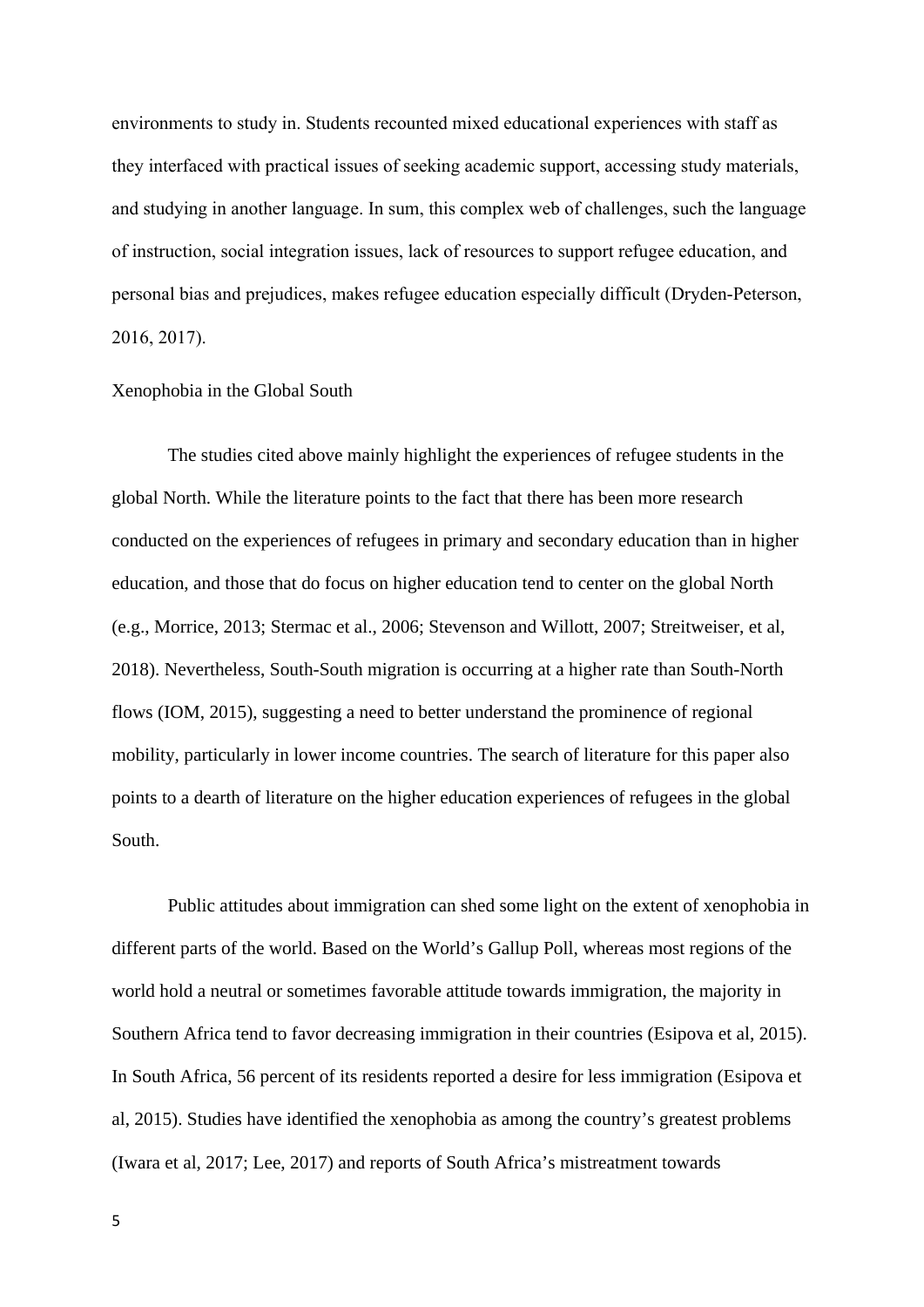environments to study in. Students recounted mixed educational experiences with staff as they interfaced with practical issues of seeking academic support, accessing study materials, and studying in another language. In sum, this complex web of challenges, such the language of instruction, social integration issues, lack of resources to support refugee education, and personal bias and prejudices, makes refugee education especially difficult (Dryden-Peterson, 2016, 2017).

## Xenophobia in the Global South

The studies cited above mainly highlight the experiences of refugee students in the global North. While the literature points to the fact that there has been more research conducted on the experiences of refugees in primary and secondary education than in higher education, and those that do focus on higher education tend to center on the global North (e.g., Morrice, 2013; Stermac et al., 2006; Stevenson and Willott, 2007; Streitweiser, et al, 2018). Nevertheless, South-South migration is occurring at a higher rate than South-North flows (IOM, 2015), suggesting a need to better understand the prominence of regional mobility, particularly in lower income countries. The search of literature for this paper also points to a dearth of literature on the higher education experiences of refugees in the global South.

Public attitudes about immigration can shed some light on the extent of xenophobia in different parts of the world. Based on the World's Gallup Poll, whereas most regions of the world hold a neutral or sometimes favorable attitude towards immigration, the majority in Southern Africa tend to favor decreasing immigration in their countries (Esipova et al, 2015). In South Africa, 56 percent of its residents reported a desire for less immigration (Esipova et al, 2015). Studies have identified the xenophobia as among the country's greatest problems (Iwara et al, 2017; Lee, 2017) and reports of South Africa's mistreatment towards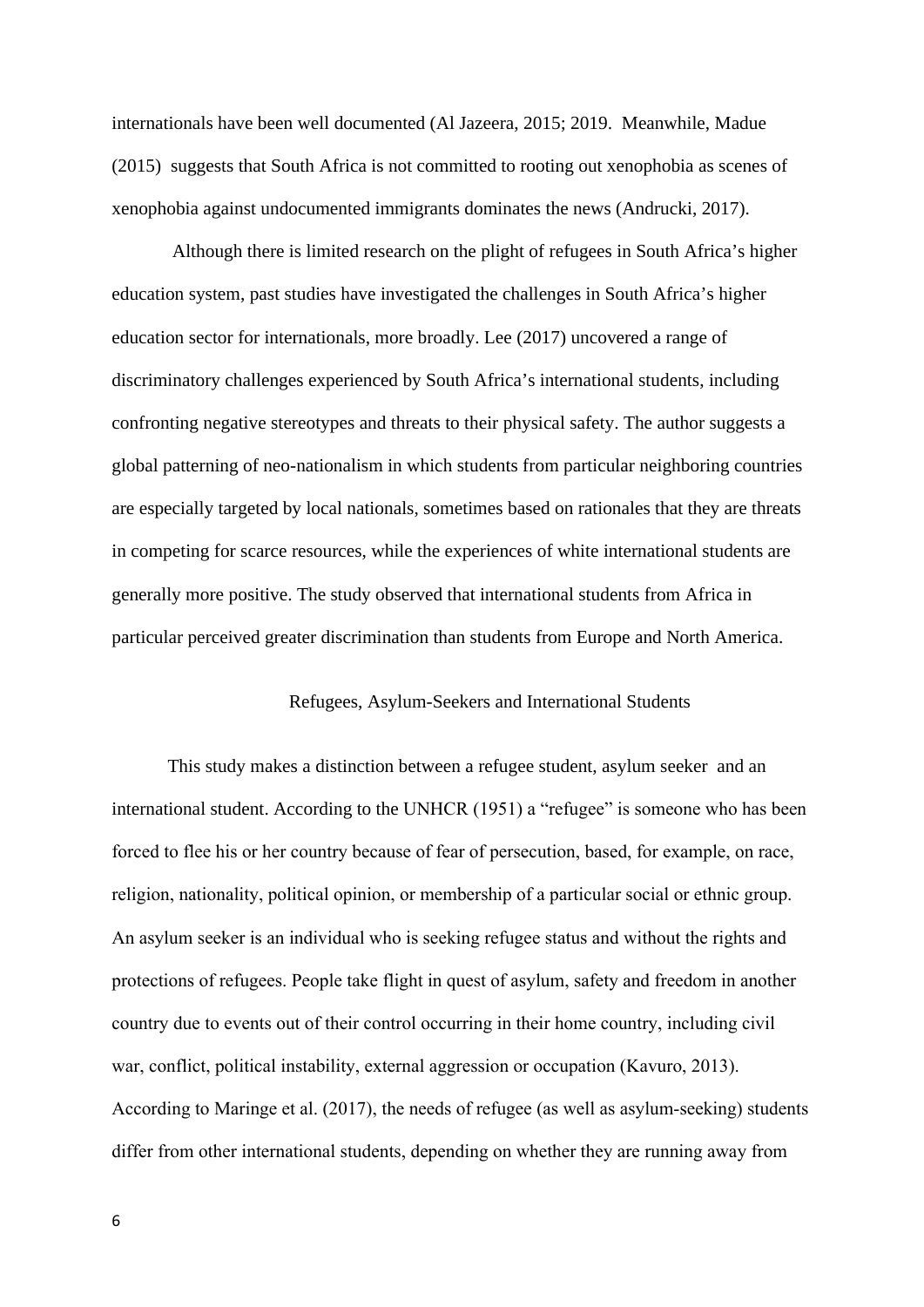internationals have been well documented (Al Jazeera, 2015; 2019. Meanwhile, Madue (2015) suggests that South Africa is not committed to rooting out xenophobia as scenes of xenophobia against undocumented immigrants dominates the news (Andrucki, 2017).

Although there is limited research on the plight of refugees in South Africa's higher education system, past studies have investigated the challenges in South Africa's higher education sector for internationals, more broadly. Lee (2017) uncovered a range of discriminatory challenges experienced by South Africa's international students, including confronting negative stereotypes and threats to their physical safety. The author suggests a global patterning of neo-nationalism in which students from particular neighboring countries are especially targeted by local nationals, sometimes based on rationales that they are threats in competing for scarce resources, while the experiences of white international students are generally more positive. The study observed that international students from Africa in particular perceived greater discrimination than students from Europe and North America.

## Refugees, Asylum-Seekers and International Students

This study makes a distinction between a refugee student, asylum seeker and an international student. According to the UNHCR (1951) a "refugee" is someone who has been forced to flee his or her country because of fear of persecution, based, for example, on race, religion, nationality, political opinion, or membership of a particular social or ethnic group. An asylum seeker is an individual who is seeking refugee status and without the rights and protections of refugees. People take flight in quest of asylum, safety and freedom in another country due to events out of their control occurring in their home country, including civil war, conflict, political instability, external aggression or occupation (Kavuro, 2013). According to Maringe et al. (2017), the needs of refugee (as well as asylum-seeking) students differ from other international students, depending on whether they are running away from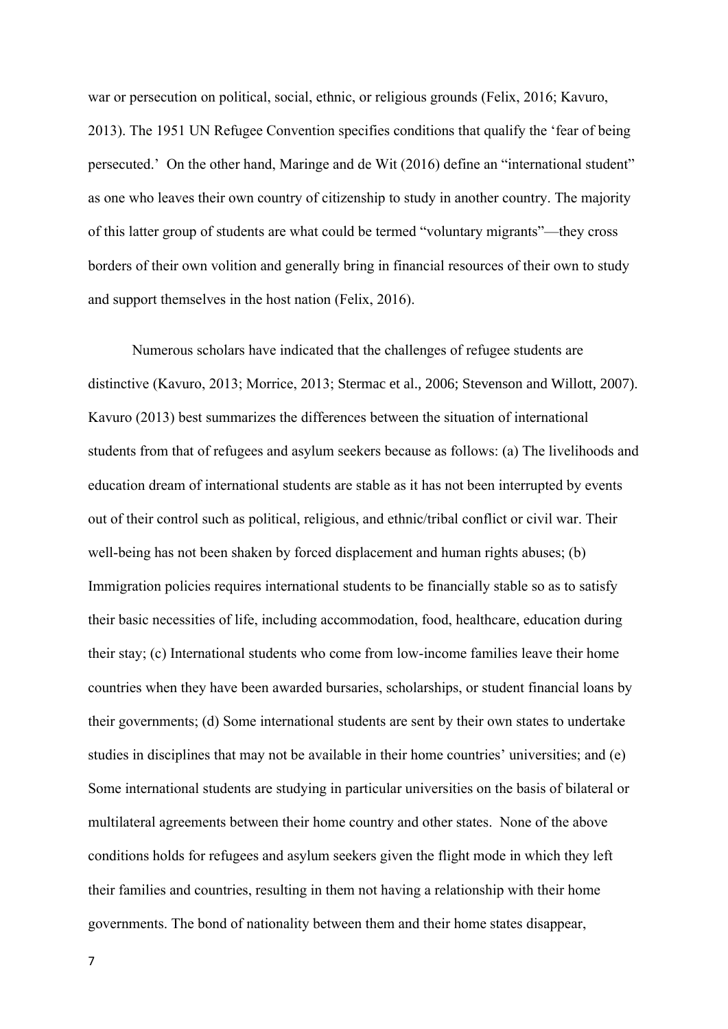war or persecution on political, social, ethnic, or religious grounds (Felix, 2016; Kavuro, 2013). The 1951 UN Refugee Convention specifies conditions that qualify the 'fear of being persecuted.' On the other hand, Maringe and de Wit (2016) define an "international student" as one who leaves their own country of citizenship to study in another country. The majority of this latter group of students are what could be termed "voluntary migrants"—they cross borders of their own volition and generally bring in financial resources of their own to study and support themselves in the host nation (Felix, 2016).

Numerous scholars have indicated that the challenges of refugee students are distinctive (Kavuro, 2013; Morrice, 2013; Stermac et al., 2006; Stevenson and Willott, 2007). Kavuro (2013) best summarizes the differences between the situation of international students from that of refugees and asylum seekers because as follows: (a) The livelihoods and education dream of international students are stable as it has not been interrupted by events out of their control such as political, religious, and ethnic/tribal conflict or civil war. Their well-being has not been shaken by forced displacement and human rights abuses; (b) Immigration policies requires international students to be financially stable so as to satisfy their basic necessities of life, including accommodation, food, healthcare, education during their stay; (c) International students who come from low-income families leave their home countries when they have been awarded bursaries, scholarships, or student financial loans by their governments; (d) Some international students are sent by their own states to undertake studies in disciplines that may not be available in their home countries' universities; and (e) Some international students are studying in particular universities on the basis of bilateral or multilateral agreements between their home country and other states. None of the above conditions holds for refugees and asylum seekers given the flight mode in which they left their families and countries, resulting in them not having a relationship with their home governments. The bond of nationality between them and their home states disappear,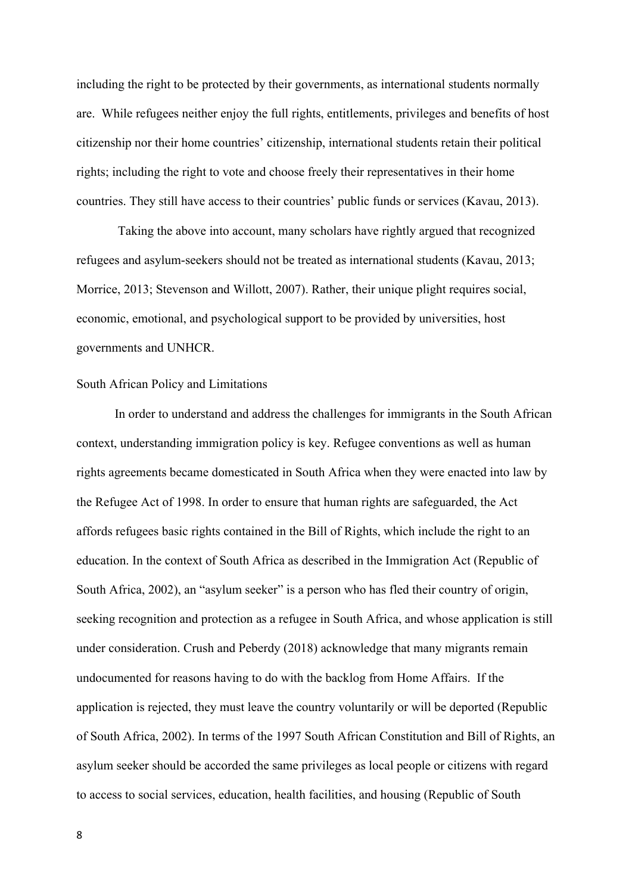including the right to be protected by their governments, as international students normally are. While refugees neither enjoy the full rights, entitlements, privileges and benefits of host citizenship nor their home countries' citizenship, international students retain their political rights; including the right to vote and choose freely their representatives in their home countries. They still have access to their countries' public funds or services (Kavau, 2013).

Taking the above into account, many scholars have rightly argued that recognized refugees and asylum-seekers should not be treated as international students (Kavau, 2013; Morrice, 2013; Stevenson and Willott, 2007). Rather, their unique plight requires social, economic, emotional, and psychological support to be provided by universities, host governments and UNHCR.

## South African Policy and Limitations

In order to understand and address the challenges for immigrants in the South African context, understanding immigration policy is key. Refugee conventions as well as human rights agreements became domesticated in South Africa when they were enacted into law by the Refugee Act of 1998. In order to ensure that human rights are safeguarded, the Act affords refugees basic rights contained in the Bill of Rights, which include the right to an education. In the context of South Africa as described in the Immigration Act (Republic of South Africa, 2002), an "asylum seeker" is a person who has fled their country of origin, seeking recognition and protection as a refugee in South Africa, and whose application is still under consideration. Crush and Peberdy (2018) acknowledge that many migrants remain undocumented for reasons having to do with the backlog from Home Affairs. If the application is rejected, they must leave the country voluntarily or will be deported (Republic of South Africa, 2002). In terms of the 1997 South African Constitution and Bill of Rights, an asylum seeker should be accorded the same privileges as local people or citizens with regard to access to social services, education, health facilities, and housing (Republic of South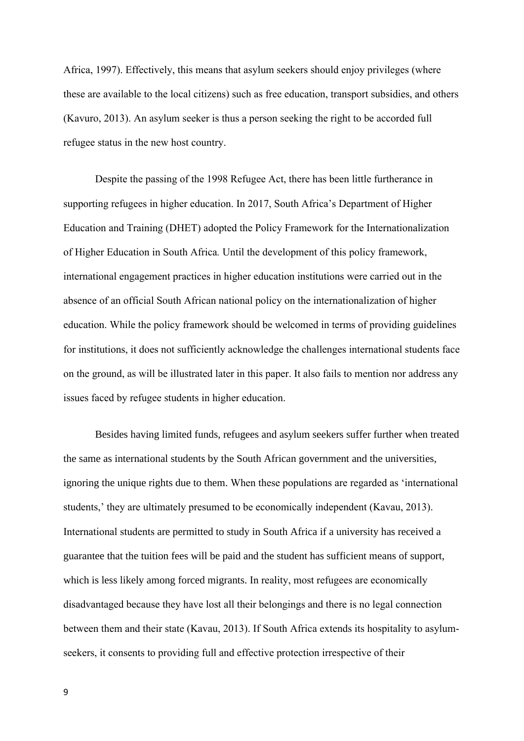Africa, 1997). Effectively, this means that asylum seekers should enjoy privileges (where these are available to the local citizens) such as free education, transport subsidies, and others (Kavuro, 2013). An asylum seeker is thus a person seeking the right to be accorded full refugee status in the new host country.

Despite the passing of the 1998 Refugee Act, there has been little furtherance in supporting refugees in higher education. In 2017, South Africa's Department of Higher Education and Training (DHET) adopted the Policy Framework for the Internationalization of Higher Education in South Africa. Until the development of this policy framework, international engagement practices in higher education institutions were carried out in the absence of an official South African national policy on the internationalization of higher education. While the policy framework should be welcomed in terms of providing guidelines for institutions, it does not sufficiently acknowledge the challenges international students face on the ground, as will be illustrated later in this paper. It also fails to mention nor address any issues faced by refugee students in higher education.

Besides having limited funds, refugees and asylum seekers suffer further when treated the same as international students by the South African government and the universities, ignoring the unique rights due to them. When these populations are regarded as 'international students,' they are ultimately presumed to be economically independent (Kavau, 2013). International students are permitted to study in South Africa if a university has received a guarantee that the tuition fees will be paid and the student has sufficient means of support, which is less likely among forced migrants. In reality, most refugees are economically disadvantaged because they have lost all their belongings and there is no legal connection between them and their state (Kavau, 2013). If South Africa extends its hospitality to asylum-seekers, it consents to providing full and effective protection irrespective of their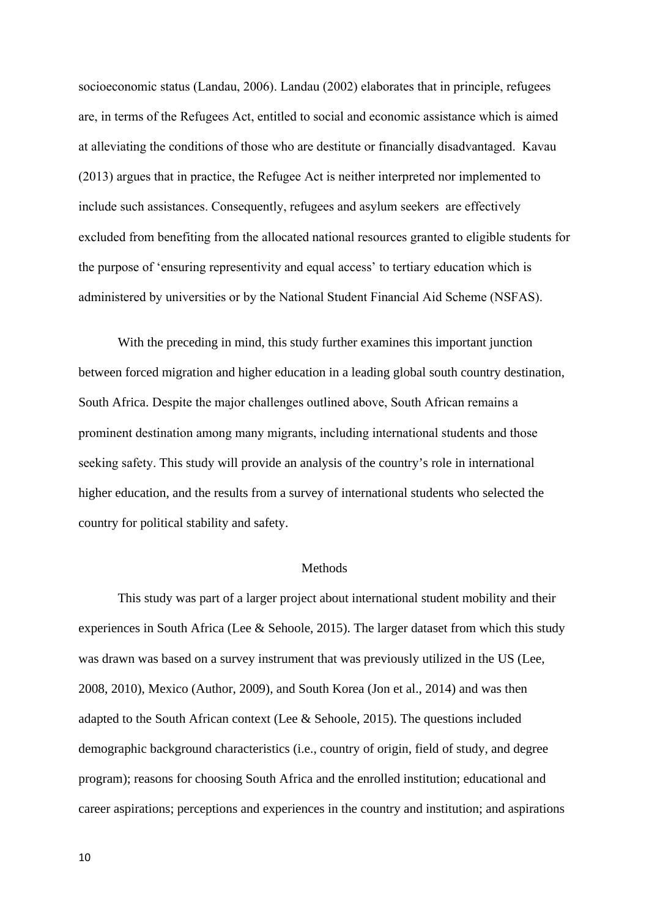socioeconomic status (Landau, 2006). Landau (2002) elaborates that in principle, refugees are, in terms of the Refugees Act, entitled to social and economic assistance which is aimed at alleviating the conditions of those who are destitute or financially disadvantaged. Kavau (2013) argues that in practice, the Refugee Act is neither interpreted nor implemented to include such assistances. Consequently, refugees and asylum seekers are effectively excluded from benefiting from the allocated national resources granted to eligible students for the purpose of 'ensuring representivity and equal access' to tertiary education which is administered by universities or by the National Student Financial Aid Scheme (NSFAS).

With the preceding in mind, this study further examines this important junction between forced migration and higher education in a leading global south country destination, South Africa. Despite the major challenges outlined above, South African remains a prominent destination among many migrants, including international students and those seeking safety. This study will provide an analysis of the country's role in international higher education, and the results from a survey of international students who selected the country for political stability and safety.

## Methods

This study was part of a larger project about international student mobility and their experiences in South Africa (Lee & Sehoole, 2015). The larger dataset from which this study was drawn was based on a survey instrument that was previously utilized in the US (Lee, 2008, 2010), Mexico (Author, 2009), and South Korea (Jon et al., 2014) and was then adapted to the South African context (Lee & Sehoole, 2015). The questions included demographic background characteristics (i.e., country of origin, field of study, and degree program); reasons for choosing South Africa and the enrolled institution; educational and career aspirations; perceptions and experiences in the country and institution; and aspirations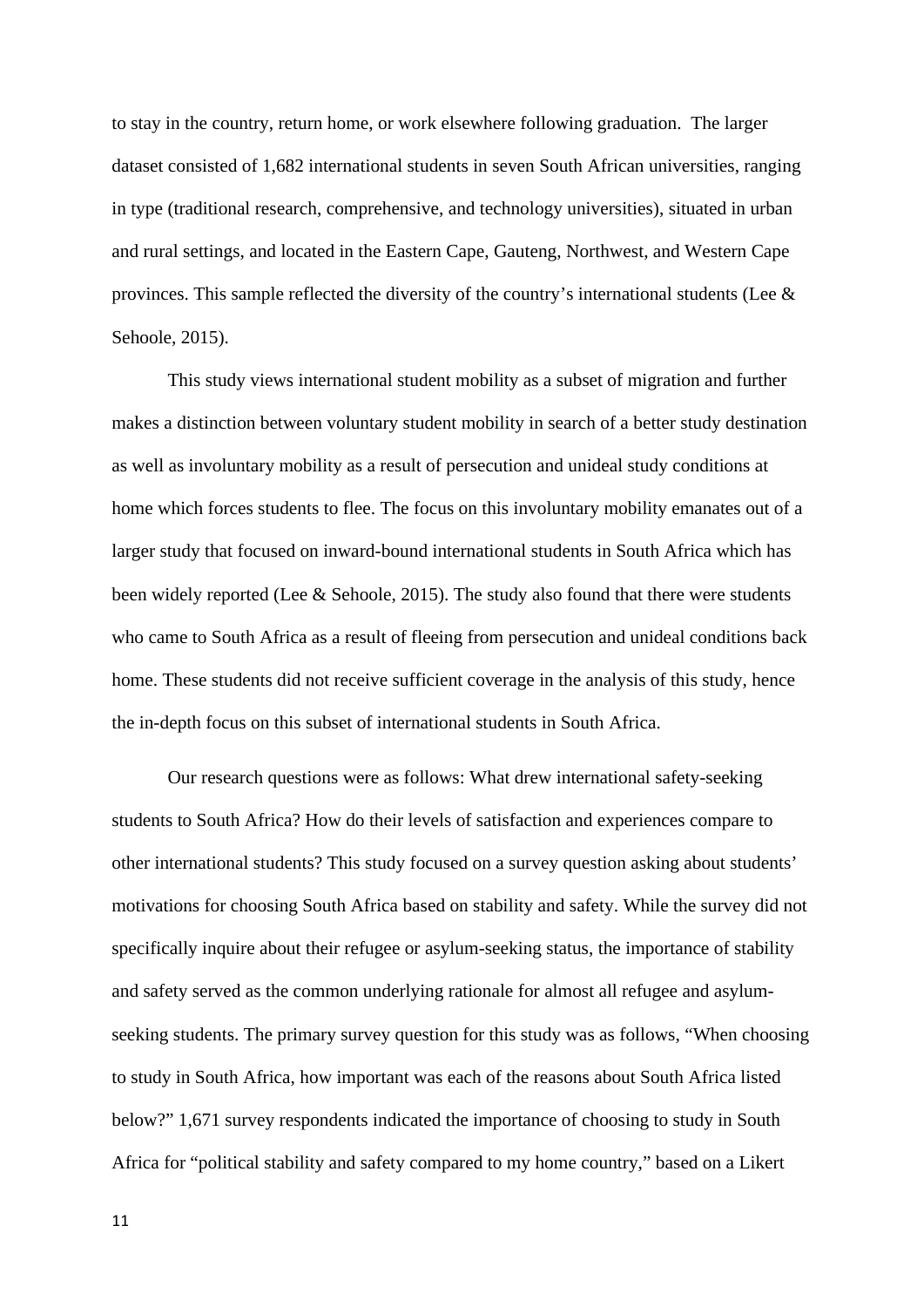to stay in the country, return home, or work elsewhere following graduation. The larger dataset consisted of 1,682 international students in seven South African universities, ranging in type (traditional research, comprehensive, and technology universities), situated in urban and rural settings, and located in the Eastern Cape, Gauteng, Northwest, and Western Cape provinces. This sample reflected the diversity of the country's international students (Lee & Sehoole, 2015).

This study views international student mobility as a subset of migration and further makes a distinction between voluntary student mobility in search of a better study destination as well as involuntary mobility as a result of persecution and unideal study conditions at home which forces students to flee. The focus on this involuntary mobility emanates out of a larger study that focused on inward-bound international students in South Africa which has been widely reported (Lee & Sehoole, 2015). The study also found that there were students who came to South Africa as a result of fleeing from persecution and unideal conditions back home. These students did not receive sufficient coverage in the analysis of this study, hence the in-depth focus on this subset of international students in South Africa.

Our research questions were as follows: What drew international safety-seeking students to South Africa? How do their levels of satisfaction and experiences compare to other international students? This study focused on a survey question asking about students' motivations for choosing South Africa based on stability and safety. While the survey did not specifically inquire about their refugee or asylum-seeking status, the importance of stability and safety served as the common underlying rationale for almost all refugee and asylum-seeking students. The primary survey question for this study was as follows, "When choosing to study in South Africa, how important was each of the reasons about South Africa listed below?" 1,671 survey respondents indicated the importance of choosing to study in South Africa for "political stability and safety compared to my home country," based on a Likert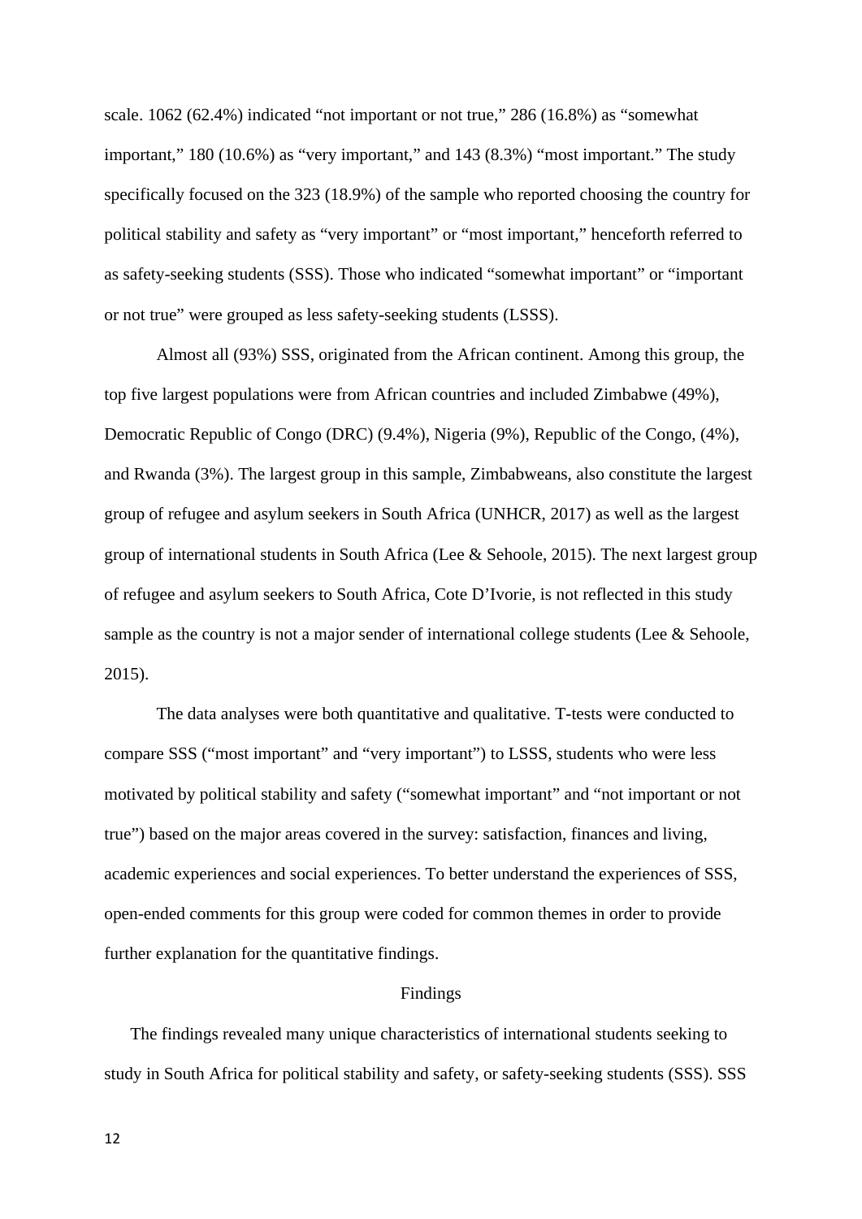scale. 1062 (62.4%) indicated "not important or not true," 286 (16.8%) as "somewhat important," 180 (10.6%) as "very important," and 143 (8.3%) "most important." The study specifically focused on the 323 (18.9%) of the sample who reported choosing the country for political stability and safety as "very important" or "most important," henceforth referred to as safety-seeking students (SSS). Those who indicated "somewhat important" or "important or not true" were grouped as less safety-seeking students (LSSS).

Almost all (93%) SSS, originated from the African continent. Among this group, the top five largest populations were from African countries and included Zimbabwe (49%), Democratic Republic of Congo (DRC) (9.4%), Nigeria (9%), Republic of the Congo, (4%), and Rwanda (3%). The largest group in this sample, Zimbabweans, also constitute the largest group of refugee and asylum seekers in South Africa (UNHCR, 2017) as well as the largest group of international students in South Africa (Lee & Sehoole, 2015). The next largest group of refugee and asylum seekers to South Africa, Cote D'Ivorie, is not reflected in this study sample as the country is not a major sender of international college students (Lee & Sehoole, 2015).

The data analyses were both quantitative and qualitative. T-tests were conducted to compare SSS ("most important" and "very important") to LSSS, students who were less motivated by political stability and safety ("somewhat important" and "not important or not true") based on the major areas covered in the survey: satisfaction, finances and living, academic experiences and social experiences. To better understand the experiences of SSS, open-ended comments for this group were coded for common themes in order to provide further explanation for the quantitative findings.

## Findings

The findings revealed many unique characteristics of international students seeking to study in South Africa for political stability and safety, or safety-seeking students (SSS). SSS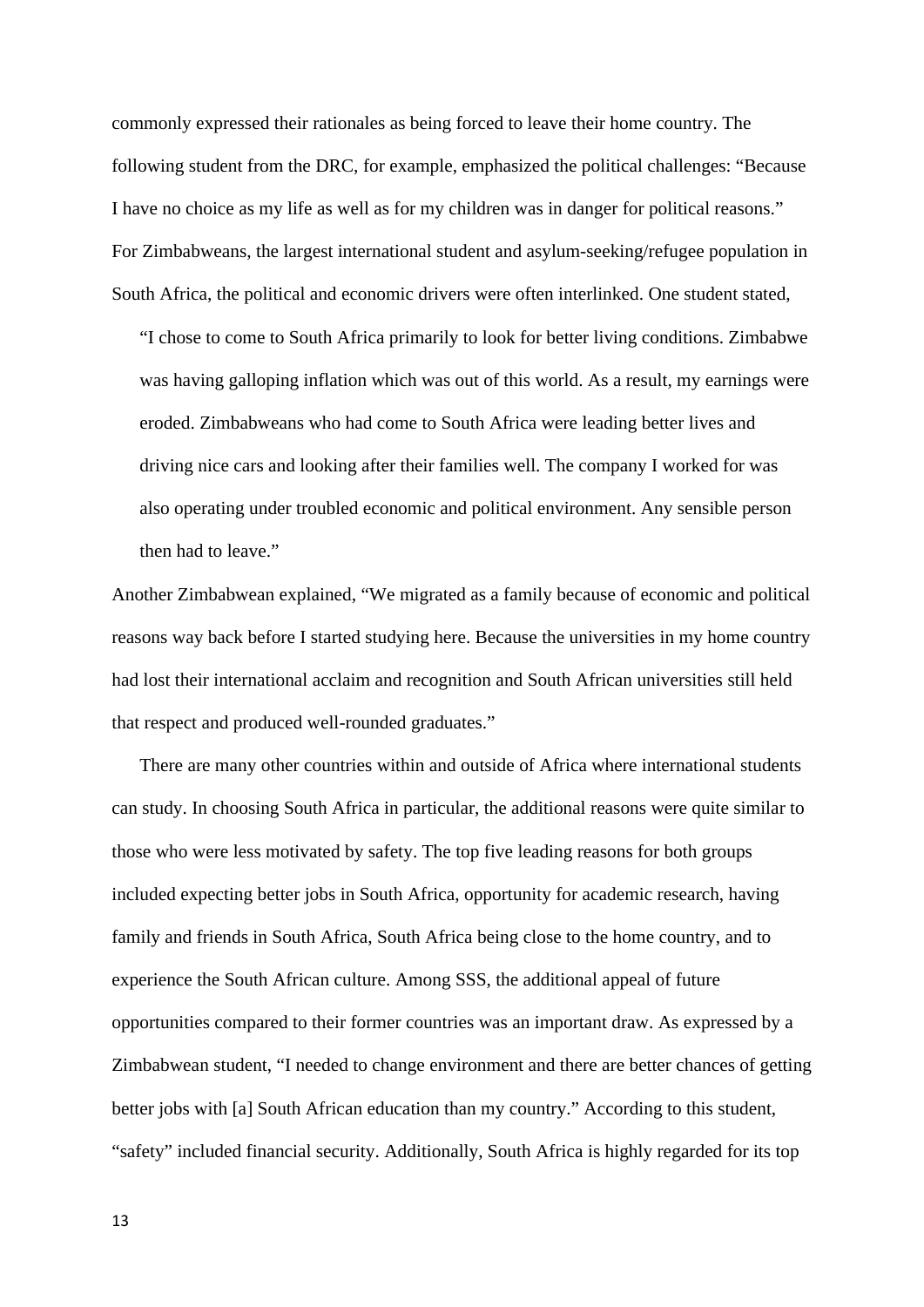commonly expressed their rationales as being forced to leave their home country. The following student from the DRC, for example, emphasized the political challenges: "Because I have no choice as my life as well as for my children was in danger for political reasons." For Zimbabweans, the largest international student and asylum-seeking/refugee population in South Africa, the political and economic drivers were often interlinked. One student stated,

> "I chose to come to South Africa primarily to look for better living conditions. Zimbabwe was having galloping inflation which was out of this world. As a result, my earnings were eroded. Zimbabweans who had come to South Africa were leading better lives and driving nice cars and looking after their families well. The company I worked for was also operating under troubled economic and political environment. Any sensible person then had to leave."

Another Zimbabwean explained, "We migrated as a family because of economic and political reasons way back before I started studying here. Because the universities in my home country had lost their international acclaim and recognition and South African universities still held that respect and produced well-rounded graduates."

There are many other countries within and outside of Africa where international students can study. In choosing South Africa in particular, the additional reasons were quite similar to those who were less motivated by safety. The top five leading reasons for both groups included expecting better jobs in South Africa, opportunity for academic research, having family and friends in South Africa, South Africa being close to the home country, and to experience the South African culture. Among SSS, the additional appeal of future opportunities compared to their former countries was an important draw. As expressed by a Zimbabwean student, "I needed to change environment and there are better chances of getting better jobs with [a] South African education than my country." According to this student, "safety" included financial security. Additionally, South Africa is highly regarded for its top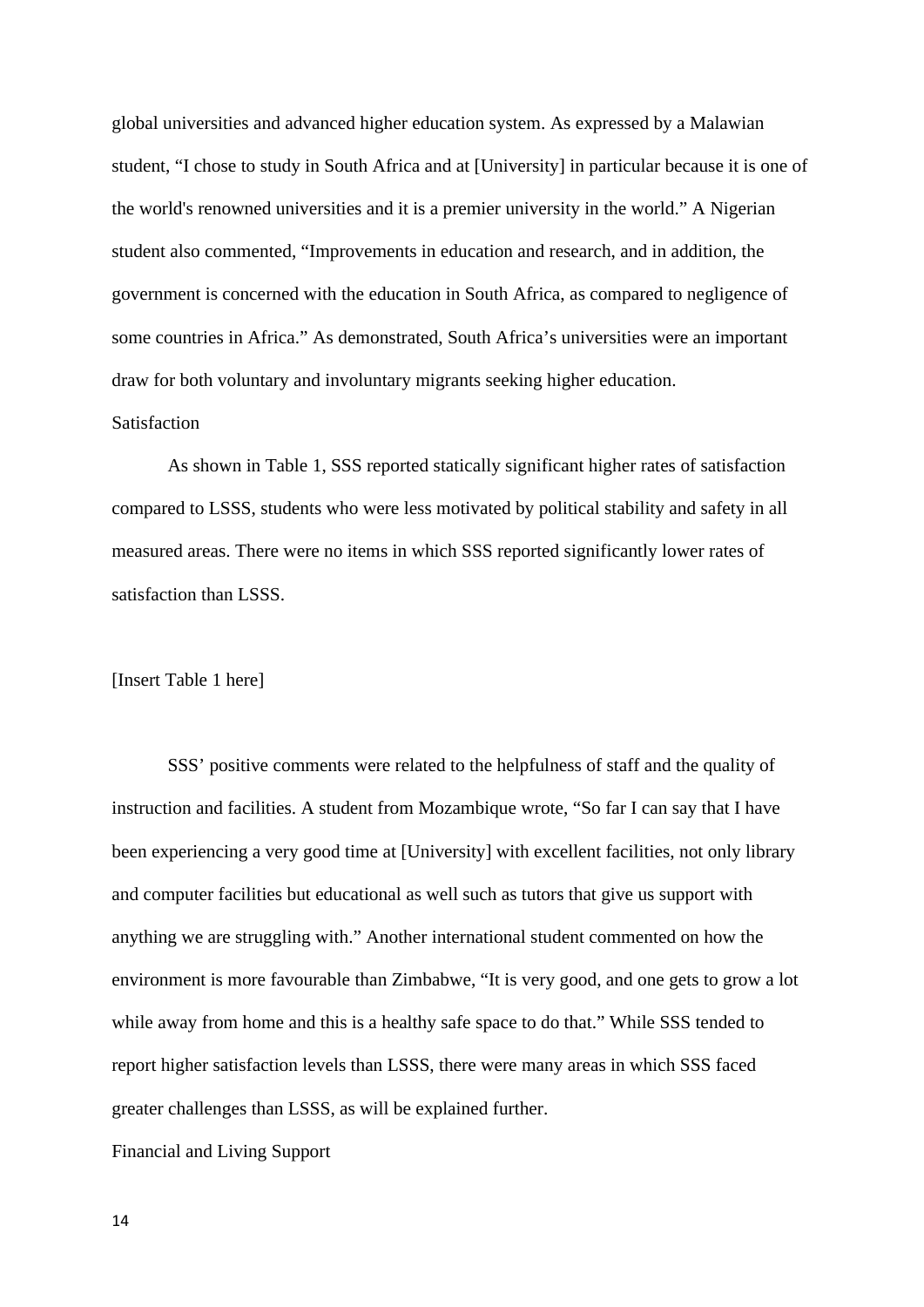global universities and advanced higher education system. As expressed by a Malawian student, "I chose to study in South Africa and at [University] in particular because it is one of the world's renowned universities and it is a premier university in the world." A Nigerian student also commented, "Improvements in education and research, and in addition, the government is concerned with the education in South Africa, as compared to negligence of some countries in Africa." As demonstrated, South Africa's universities were an important draw for both voluntary and involuntary migrants seeking higher education.

## Satisfaction

As shown in Table 1, SSS reported statically significant higher rates of satisfaction compared to LSSS, students who were less motivated by political stability and safety in all measured areas. There were no items in which SSS reported significantly lower rates of satisfaction than LSSS.

[Insert Table 1 here]

SSS' positive comments were related to the helpfulness of staff and the quality of instruction and facilities. A student from Mozambique wrote, "So far I can say that I have been experiencing a very good time at [University] with excellent facilities, not only library and computer facilities but educational as well such as tutors that give us support with anything we are struggling with." Another international student commented on how the environment is more favourable than Zimbabwe, "It is very good, and one gets to grow a lot while away from home and this is a healthy safe space to do that." While SSS tended to report higher satisfaction levels than LSSS, there were many areas in which SSS faced greater challenges than LSSS, as will be explained further.

## Financial and Living Support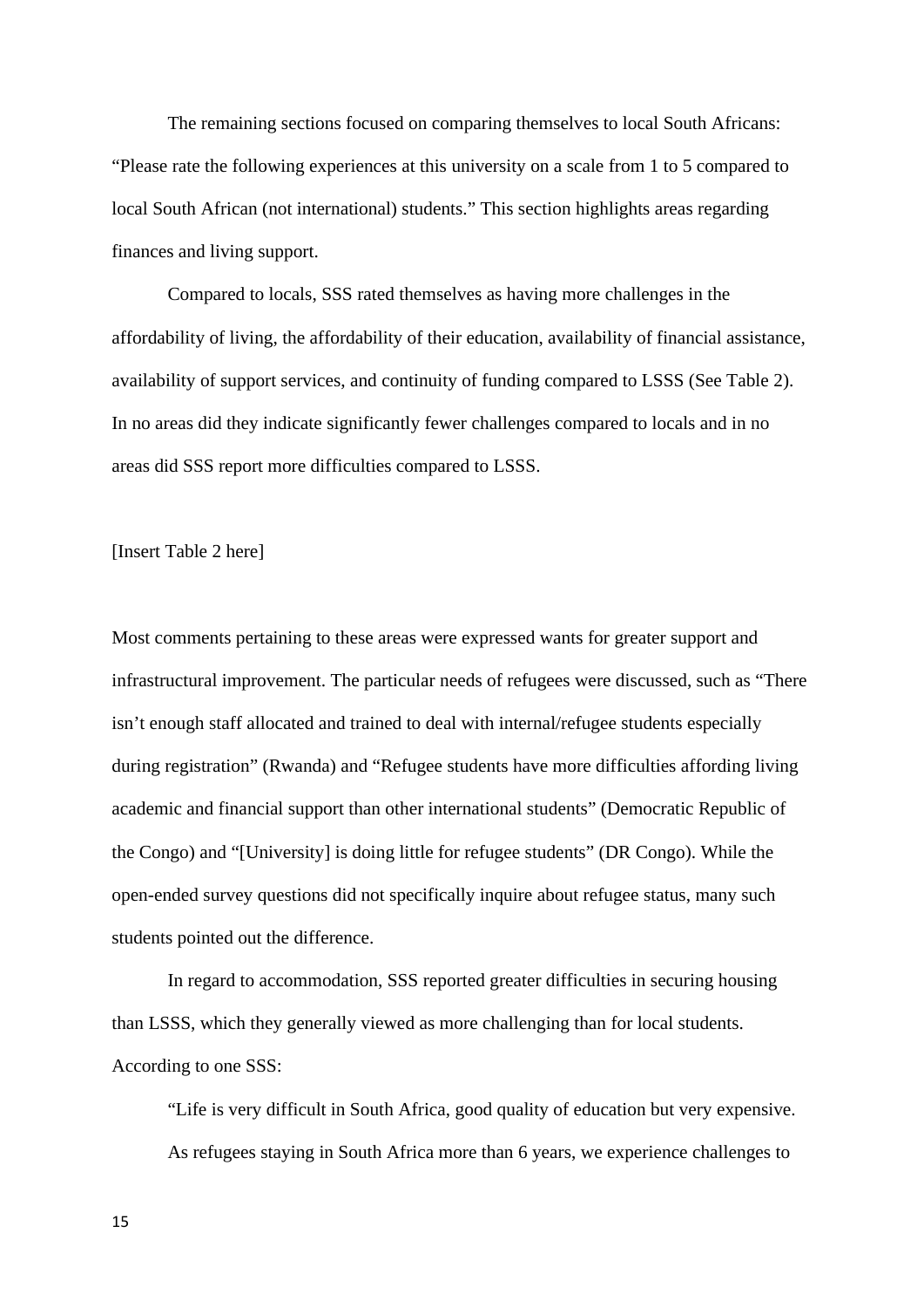The remaining sections focused on comparing themselves to local South Africans: "Please rate the following experiences at this university on a scale from 1 to 5 compared to local South African (not international) students." This section highlights areas regarding finances and living support.

Compared to locals, SSS rated themselves as having more challenges in the affordability of living, the affordability of their education, availability of financial assistance, availability of support services, and continuity of funding compared to LSSS (See Table 2). In no areas did they indicate significantly fewer challenges compared to locals and in no areas did SSS report more difficulties compared to LSSS.

[Insert Table 2 here]

Most comments pertaining to these areas were expressed wants for greater support and infrastructural improvement. The particular needs of refugees were discussed, such as "There isn't enough staff allocated and trained to deal with internal/refugee students especially during registration" (Rwanda) and "Refugee students have more difficulties affording living academic and financial support than other international students" (Democratic Republic of the Congo) and "[University] is doing little for refugee students" (DR Congo). While the open-ended survey questions did not specifically inquire about refugee status, many such students pointed out the difference.

In regard to accommodation, SSS reported greater difficulties in securing housing than LSSS, which they generally viewed as more challenging than for local students. According to one SSS:

> "Life is very difficult in South Africa, good quality of education but very expensive. As refugees staying in South Africa more than 6 years, we experience challenges to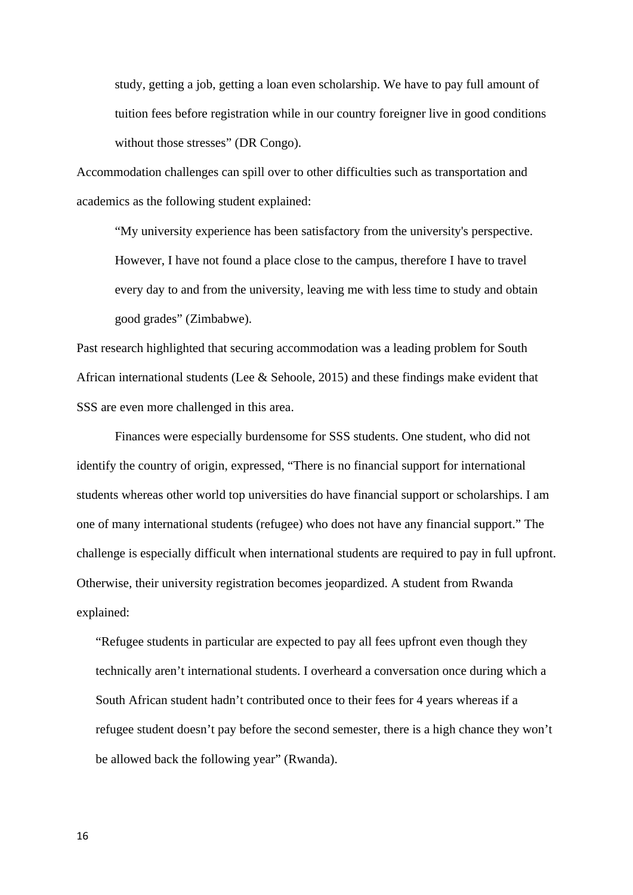> study, getting a job, getting a loan even scholarship. We have to pay full amount of tuition fees before registration while in our country foreigner live in good conditions without those stresses" (DR Congo).

Accommodation challenges can spill over to other difficulties such as transportation and academics as the following student explained:

> "My university experience has been satisfactory from the university's perspective. However, I have not found a place close to the campus, therefore I have to travel every day to and from the university, leaving me with less time to study and obtain good grades" (Zimbabwe).

Past research highlighted that securing accommodation was a leading problem for South African international students (Lee & Sehoole, 2015) and these findings make evident that SSS are even more challenged in this area.

Finances were especially burdensome for SSS students. One student, who did not identify the country of origin, expressed, "There is no financial support for international students whereas other world top universities do have financial support or scholarships. I am one of many international students (refugee) who does not have any financial support." The challenge is especially difficult when international students are required to pay in full upfront. Otherwise, their university registration becomes jeopardized. A student from Rwanda explained:

> "Refugee students in particular are expected to pay all fees upfront even though they technically aren't international students. I overheard a conversation once during which a South African student hadn't contributed once to their fees for 4 years whereas if a refugee student doesn't pay before the second semester, there is a high chance they won't be allowed back the following year" (Rwanda).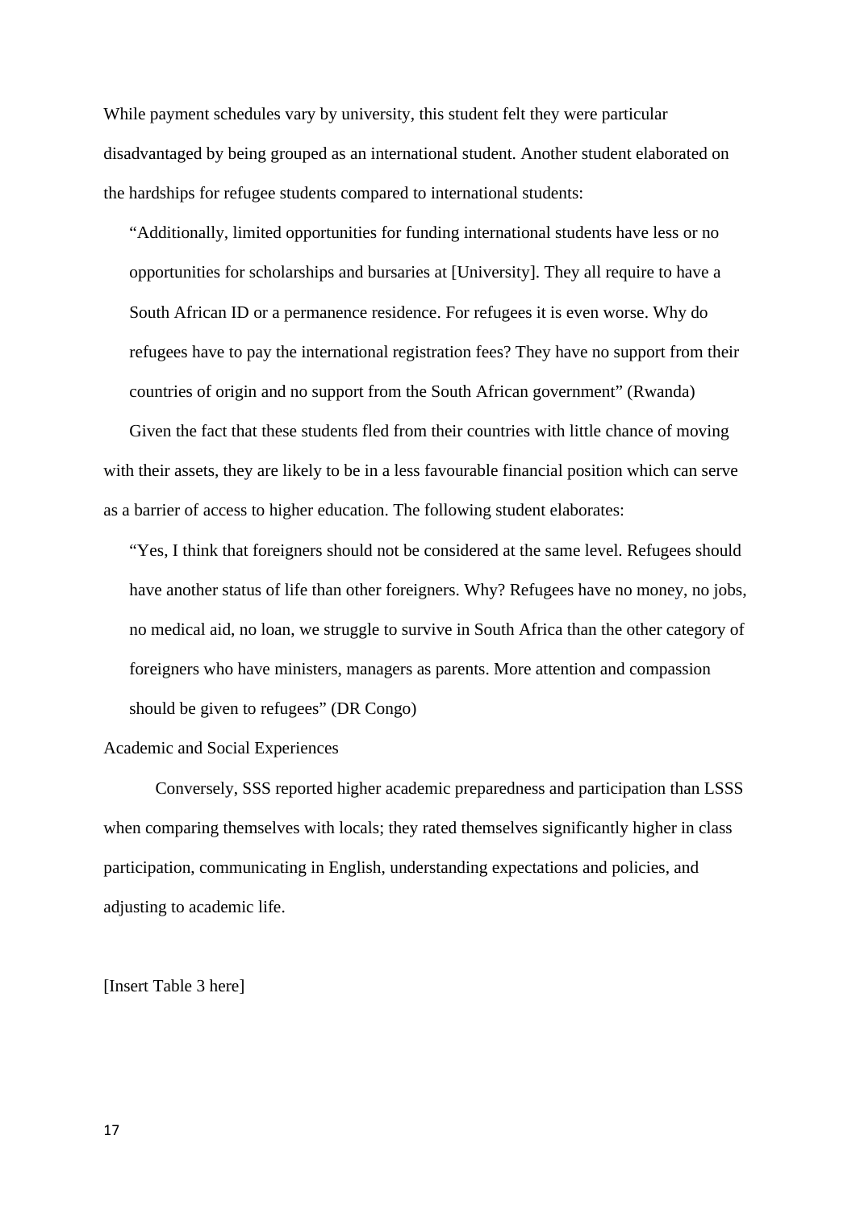While payment schedules vary by university, this student felt they were particular disadvantaged by being grouped as an international student. Another student elaborated on the hardships for refugee students compared to international students:

> "Additionally, limited opportunities for funding international students have less or no opportunities for scholarships and bursaries at [University]. They all require to have a South African ID or a permanence residence. For refugees it is even worse. Why do refugees have to pay the international registration fees? They have no support from their countries of origin and no support from the South African government" (Rwanda)

Given the fact that these students fled from their countries with little chance of moving with their assets, they are likely to be in a less favourable financial position which can serve as a barrier of access to higher education. The following student elaborates:

> "Yes, I think that foreigners should not be considered at the same level. Refugees should have another status of life than other foreigners. Why? Refugees have no money, no jobs, no medical aid, no loan, we struggle to survive in South Africa than the other category of foreigners who have ministers, managers as parents. More attention and compassion should be given to refugees" (DR Congo)

### Academic and Social Experiences

Conversely, SSS reported higher academic preparedness and participation than LSSS when comparing themselves with locals; they rated themselves significantly higher in class participation, communicating in English, understanding expectations and policies, and adjusting to academic life.

[Insert Table 3 here]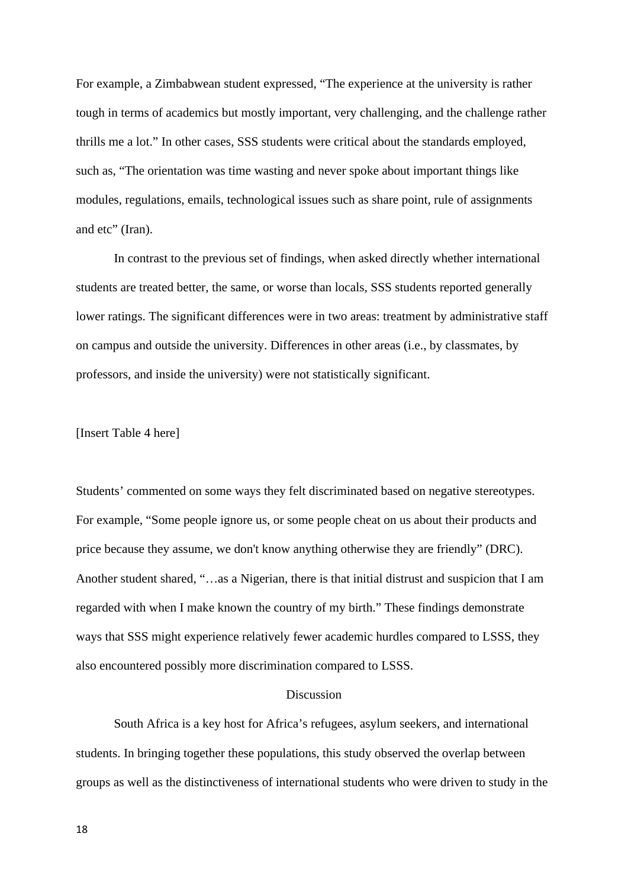For example, a Zimbabwean student expressed, “The experience at the university is rather tough in terms of academics but mostly important, very challenging, and the challenge rather thrills me a lot.” In other cases, SSS students were critical about the standards employed, such as, “The orientation was time wasting and never spoke about important things like modules, regulations, emails, technological issues such as share point, rule of assignments and etc” (Iran).

In contrast to the previous set of findings, when asked directly whether international students are treated better, the same, or worse than locals, SSS students reported generally lower ratings. The significant differences were in two areas: treatment by administrative staff on campus and outside the university. Differences in other areas (i.e., by classmates, by professors, and inside the university) were not statistically significant.

[Insert Table 4 here]

Students’ commented on some ways they felt discriminated based on negative stereotypes. For example, “Some people ignore us, or some people cheat on us about their products and price because they assume, we don't know anything otherwise they are friendly” (DRC). Another student shared, “…as a Nigerian, there is that initial distrust and suspicion that I am regarded with when I make known the country of my birth.” These findings demonstrate ways that SSS might experience relatively fewer academic hurdles compared to LSSS, they also encountered possibly more discrimination compared to LSSS.

## Discussion

South Africa is a key host for Africa’s refugees, asylum seekers, and international students. In bringing together these populations, this study observed the overlap between groups as well as the distinctiveness of international students who were driven to study in the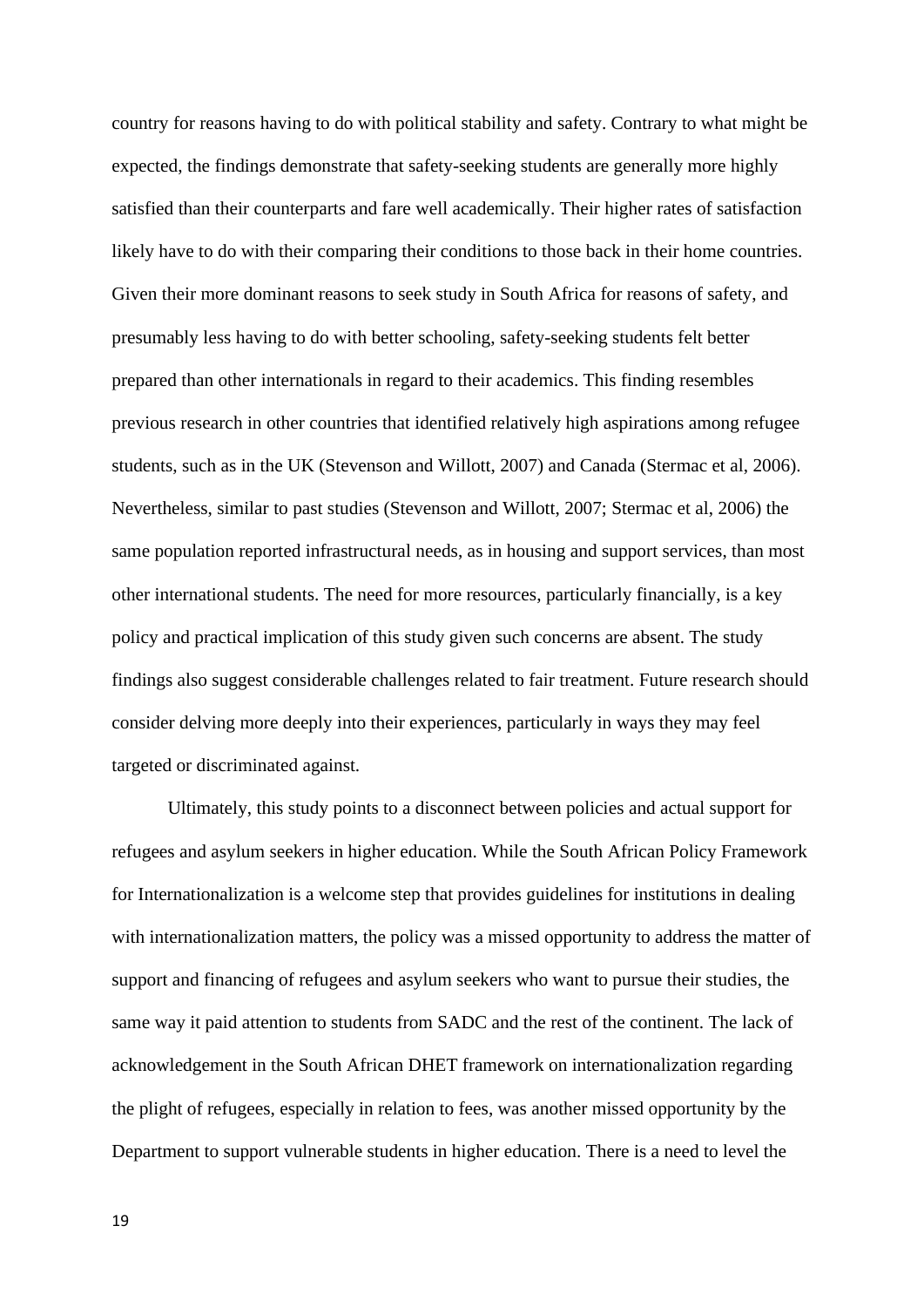country for reasons having to do with political stability and safety. Contrary to what might be expected, the findings demonstrate that safety-seeking students are generally more highly satisfied than their counterparts and fare well academically. Their higher rates of satisfaction likely have to do with their comparing their conditions to those back in their home countries. Given their more dominant reasons to seek study in South Africa for reasons of safety, and presumably less having to do with better schooling, safety-seeking students felt better prepared than other internationals in regard to their academics. This finding resembles previous research in other countries that identified relatively high aspirations among refugee students, such as in the UK (Stevenson and Willott, 2007) and Canada (Stermac et al, 2006). Nevertheless, similar to past studies (Stevenson and Willott, 2007; Stermac et al, 2006) the same population reported infrastructural needs, as in housing and support services, than most other international students. The need for more resources, particularly financially, is a key policy and practical implication of this study given such concerns are absent. The study findings also suggest considerable challenges related to fair treatment. Future research should consider delving more deeply into their experiences, particularly in ways they may feel targeted or discriminated against.

Ultimately, this study points to a disconnect between policies and actual support for refugees and asylum seekers in higher education. While the South African Policy Framework for Internationalization is a welcome step that provides guidelines for institutions in dealing with internationalization matters, the policy was a missed opportunity to address the matter of support and financing of refugees and asylum seekers who want to pursue their studies, the same way it paid attention to students from SADC and the rest of the continent. The lack of acknowledgement in the South African DHET framework on internationalization regarding the plight of refugees, especially in relation to fees, was another missed opportunity by the Department to support vulnerable students in higher education. There is a need to level the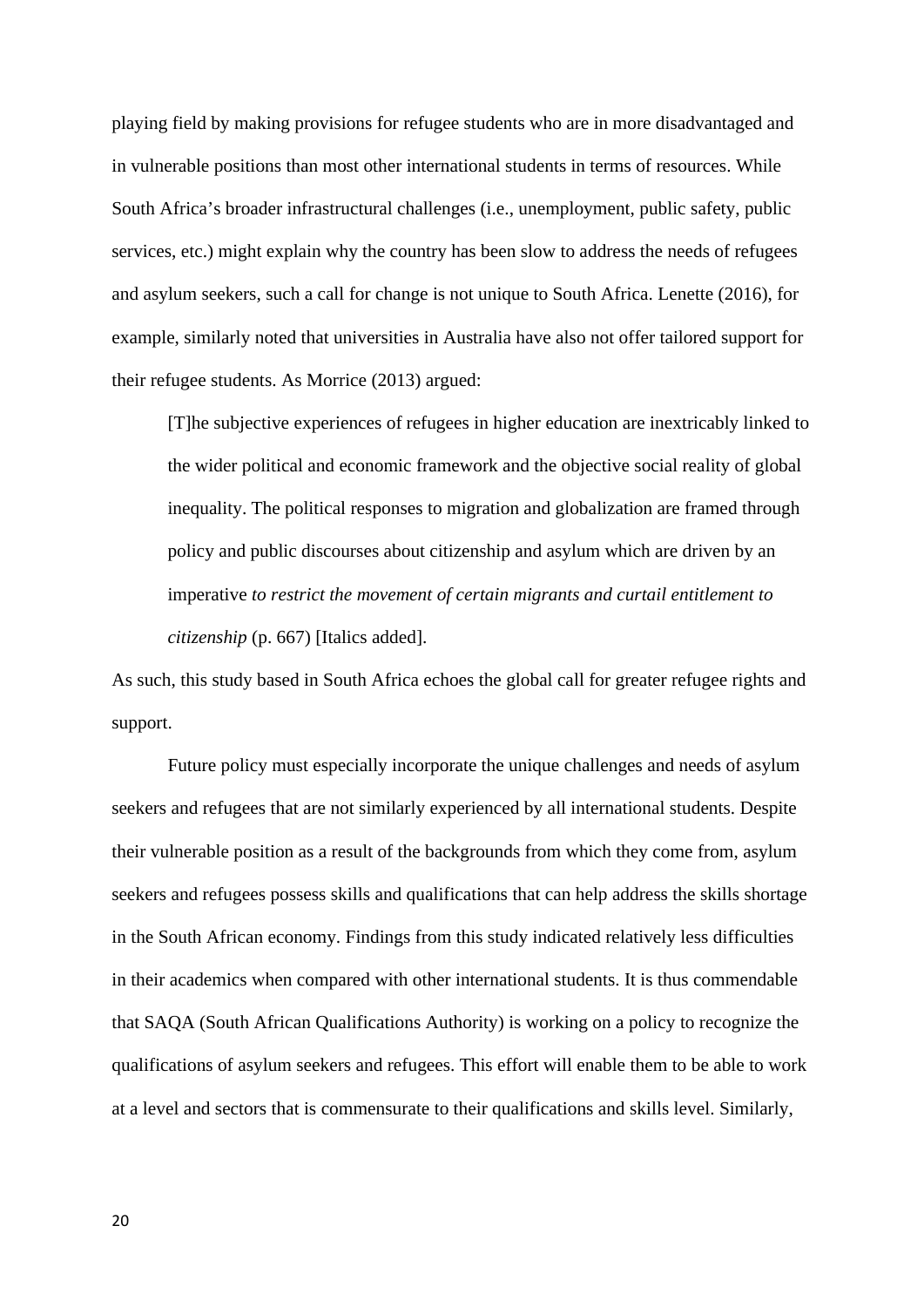playing field by making provisions for refugee students who are in more disadvantaged and in vulnerable positions than most other international students in terms of resources. While South Africa's broader infrastructural challenges (i.e., unemployment, public safety, public services, etc.) might explain why the country has been slow to address the needs of refugees and asylum seekers, such a call for change is not unique to South Africa. Lenette (2016), for example, similarly noted that universities in Australia have also not offer tailored support for their refugee students. As Morrice (2013) argued:

> [T]he subjective experiences of refugees in higher education are inextricably linked to the wider political and economic framework and the objective social reality of global inequality. The political responses to migration and globalization are framed through policy and public discourses about citizenship and asylum which are driven by an imperative *to restrict the movement of certain migrants and curtail entitlement to citizenship* (p. 667) [Italics added].

As such, this study based in South Africa echoes the global call for greater refugee rights and support.

Future policy must especially incorporate the unique challenges and needs of asylum seekers and refugees that are not similarly experienced by all international students. Despite their vulnerable position as a result of the backgrounds from which they come from, asylum seekers and refugees possess skills and qualifications that can help address the skills shortage in the South African economy. Findings from this study indicated relatively less difficulties in their academics when compared with other international students. It is thus commendable that SAQA (South African Qualifications Authority) is working on a policy to recognize the qualifications of asylum seekers and refugees. This effort will enable them to be able to work at a level and sectors that is commensurate to their qualifications and skills level. Similarly,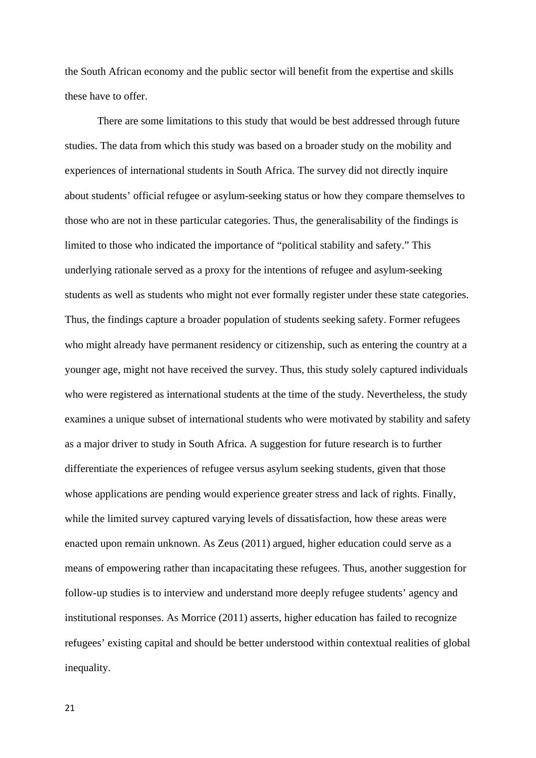the South African economy and the public sector will benefit from the expertise and skills these have to offer.

There are some limitations to this study that would be best addressed through future studies. The data from which this study was based on a broader study on the mobility and experiences of international students in South Africa. The survey did not directly inquire about students' official refugee or asylum-seeking status or how they compare themselves to those who are not in these particular categories. Thus, the generalisability of the findings is limited to those who indicated the importance of "political stability and safety." This underlying rationale served as a proxy for the intentions of refugee and asylum-seeking students as well as students who might not ever formally register under these state categories. Thus, the findings capture a broader population of students seeking safety. Former refugees who might already have permanent residency or citizenship, such as entering the country at a younger age, might not have received the survey. Thus, this study solely captured individuals who were registered as international students at the time of the study. Nevertheless, the study examines a unique subset of international students who were motivated by stability and safety as a major driver to study in South Africa. A suggestion for future research is to further differentiate the experiences of refugee versus asylum seeking students, given that those whose applications are pending would experience greater stress and lack of rights. Finally, while the limited survey captured varying levels of dissatisfaction, how these areas were enacted upon remain unknown. As Zeus (2011) argued, higher education could serve as a means of empowering rather than incapacitating these refugees. Thus, another suggestion for follow-up studies is to interview and understand more deeply refugee students' agency and institutional responses. As Morrice (2011) asserts, higher education has failed to recognize refugees' existing capital and should be better understood within contextual realities of global inequality.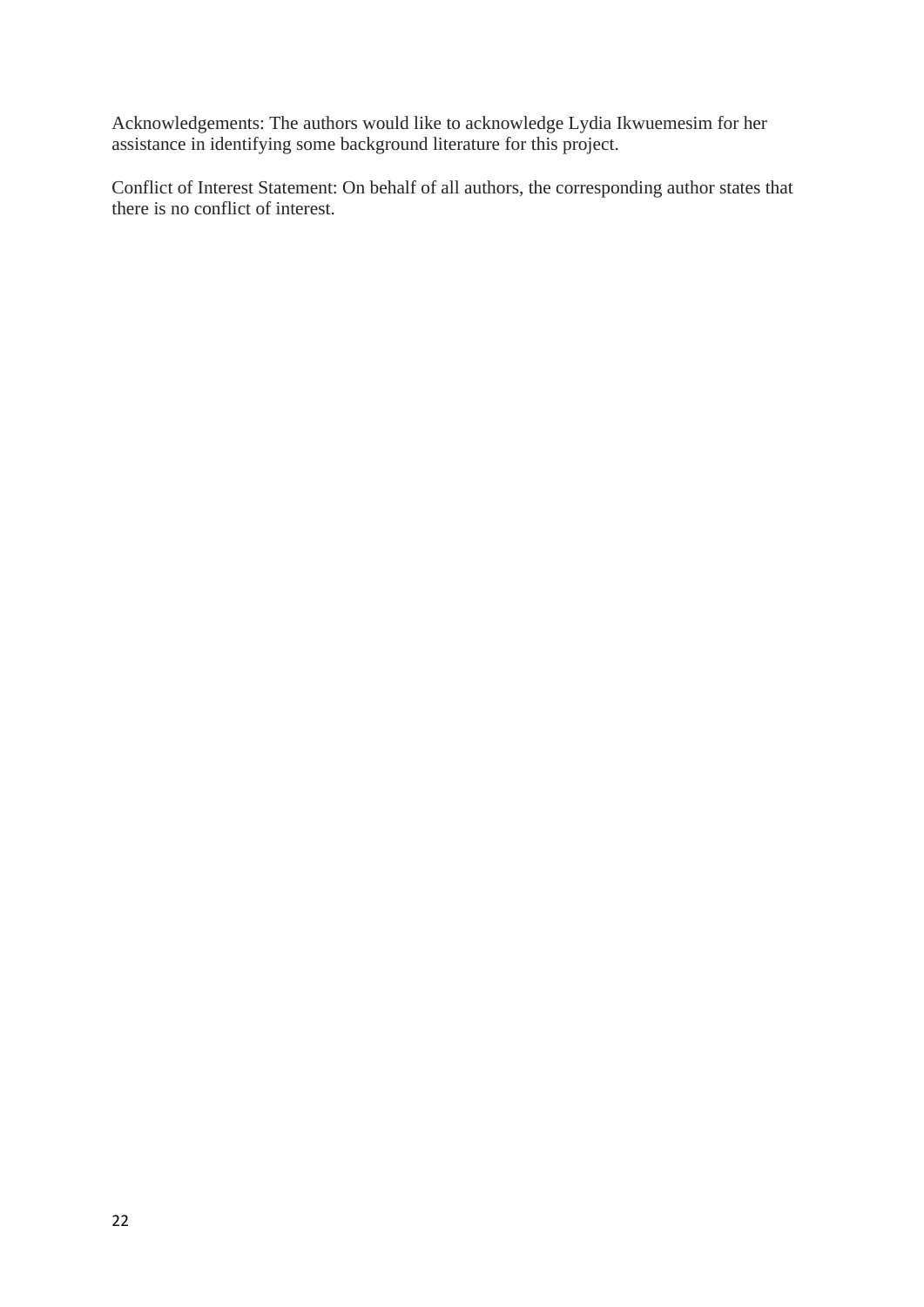Acknowledgements: The authors would like to acknowledge Lydia Ikwuemesim for her assistance in identifying some background literature for this project.

Conflict of Interest Statement: On behalf of all authors, the corresponding author states that there is no conflict of interest.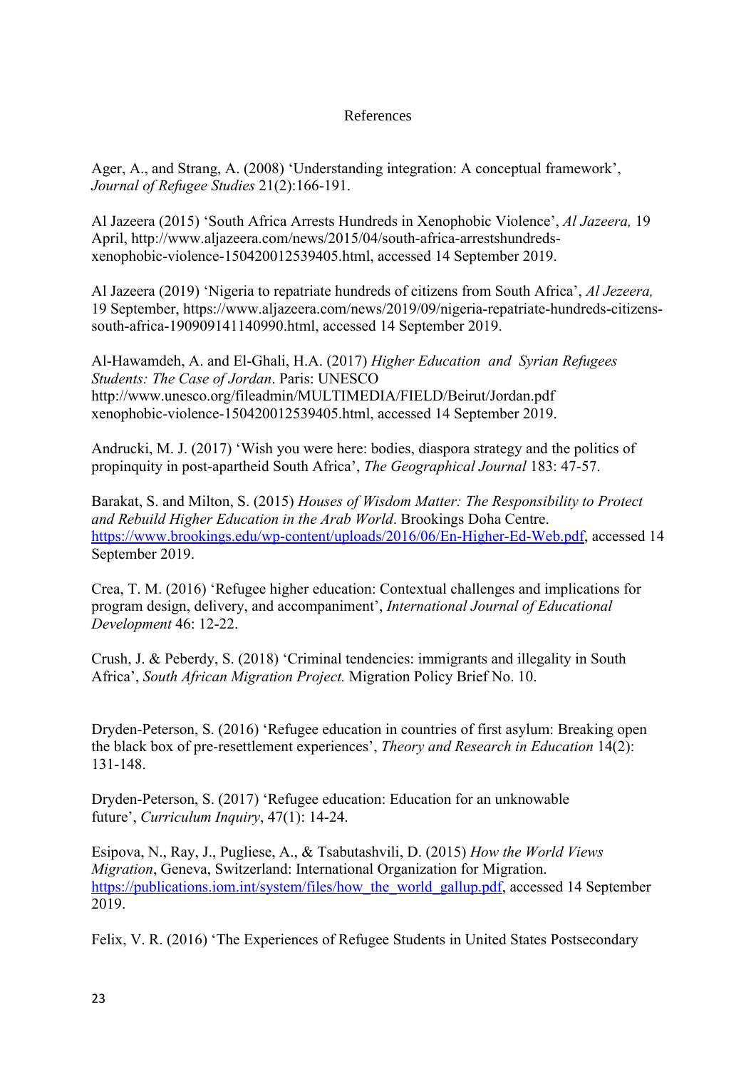# References

Ager, A., and Strang, A. (2008) 'Understanding integration: A conceptual framework', *Journal of Refugee Studies* 21(2):166-191.

Al Jazeera (2015) 'South Africa Arrests Hundreds in Xenophobic Violence', *Al Jazeera,* 19 April, http://www.aljazeera.com/news/2015/04/south-africa-arrestshundreds-xenophobic-violence-150420012539405.html, accessed 14 September 2019.

Al Jazeera (2019) 'Nigeria to repatriate hundreds of citizens from South Africa', *Al Jezeera,* 19 September, https://www.aljazeera.com/news/2019/09/nigeria-repatriate-hundreds-citizens-south-africa-190909141140990.html, accessed 14 September 2019.

Al-Hawamdeh, A. and El-Ghali, H.A. (2017) *Higher Education and Syrian Refugees Students: The Case of Jordan*. Paris: UNESCO http://www.unesco.org/fileadmin/MULTIMEDIA/FIELD/Beirut/Jordan.pdf xenophobic-violence-150420012539405.html, accessed 14 September 2019.

Andrucki, M. J. (2017) 'Wish you were here: bodies, diaspora strategy and the politics of propinquity in post-apartheid South Africa', *The Geographical Journal* 183: 47-57.

Barakat, S. and Milton, S. (2015) *Houses of Wisdom Matter: The Responsibility to Protect and Rebuild Higher Education in the Arab World*. Brookings Doha Centre. https://www.brookings.edu/wp-content/uploads/2016/06/En-Higher-Ed-Web.pdf, accessed 14 September 2019.

Crea, T. M. (2016) 'Refugee higher education: Contextual challenges and implications for program design, delivery, and accompaniment', *International Journal of Educational Development* 46: 12-22.

Crush, J. & Peberdy, S. (2018) 'Criminal tendencies: immigrants and illegality in South Africa', *South African Migration Project.* Migration Policy Brief No. 10.

Dryden-Peterson, S. (2016) 'Refugee education in countries of first asylum: Breaking open the black box of pre-resettlement experiences', *Theory and Research in Education* 14(2): 131-148.

Dryden-Peterson, S. (2017) 'Refugee education: Education for an unknowable future', *Curriculum Inquiry*, 47(1): 14-24.

Esipova, N., Ray, J., Pugliese, A., & Tsabutashvili, D. (2015) *How the World Views Migration*, Geneva, Switzerland: International Organization for Migration. https://publications.iom.int/system/files/how_the_world_gallup.pdf, accessed 14 September 2019.

Felix, V. R. (2016) 'The Experiences of Refugee Students in United States Postsecondary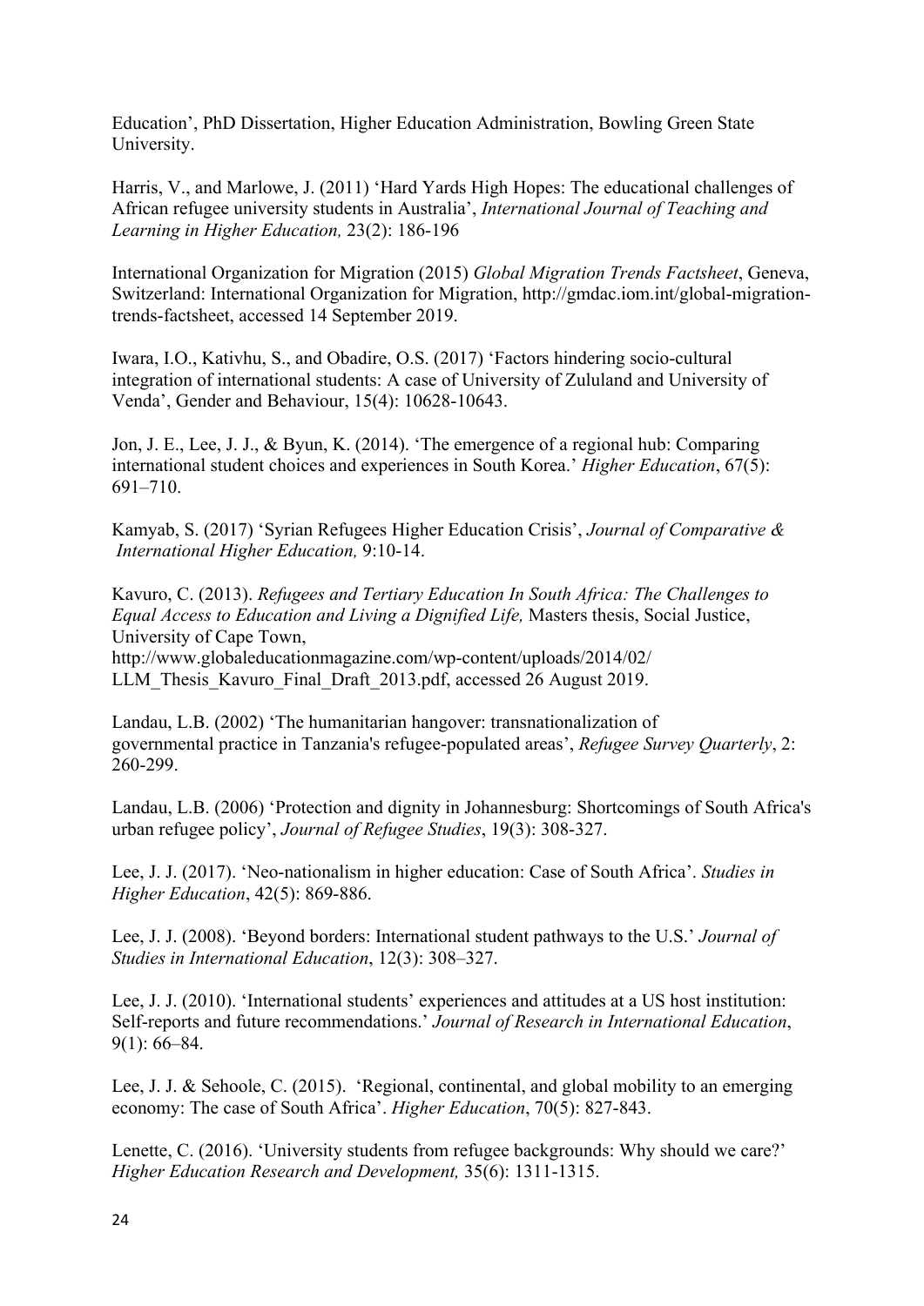Education', PhD Dissertation, Higher Education Administration, Bowling Green State University.

Harris, V., and Marlowe, J. (2011) 'Hard Yards High Hopes: The educational challenges of African refugee university students in Australia', *International Journal of Teaching and Learning in Higher Education,* 23(2): 186-196

International Organization for Migration (2015) *Global Migration Trends Factsheet*, Geneva, Switzerland: International Organization for Migration, http://gmdac.iom.int/global-migration-trends-factsheet, accessed 14 September 2019.

Iwara, I.O., Kativhu, S., and Obadire, O.S. (2017) 'Factors hindering socio-cultural integration of international students: A case of University of Zululand and University of Venda', Gender and Behaviour, 15(4): 10628-10643.

Jon, J. E., Lee, J. J., & Byun, K. (2014). 'The emergence of a regional hub: Comparing international student choices and experiences in South Korea.' *Higher Education*, 67(5): 691–710.

Kamyab, S. (2017) 'Syrian Refugees Higher Education Crisis', *Journal of Comparative & International Higher Education,* 9:10-14.

Kavuro, C. (2013). *Refugees and Tertiary Education In South Africa: The Challenges to Equal Access to Education and Living a Dignified Life,* Masters thesis, Social Justice, University of Cape Town,
http://www.globaleducationmagazine.com/wp-content/uploads/2014/02/LLM_Thesis_Kavuro_Final_Draft_2013.pdf, accessed 26 August 2019.

Landau, L.B. (2002) 'The humanitarian hangover: transnationalization of governmental practice in Tanzania's refugee-populated areas', *Refugee Survey Quarterly*, 2: 260-299.

Landau, L.B. (2006) 'Protection and dignity in Johannesburg: Shortcomings of South Africa's urban refugee policy', *Journal of Refugee Studies*, 19(3): 308-327.

Lee, J. J. (2017). 'Neo-nationalism in higher education: Case of South Africa'. *Studies in Higher Education*, 42(5): 869-886.

Lee, J. J. (2008). 'Beyond borders: International student pathways to the U.S.' *Journal of Studies in International Education*, 12(3): 308–327.

Lee, J. J. (2010). 'International students' experiences and attitudes at a US host institution: Self-reports and future recommendations.' *Journal of Research in International Education*, 9(1): 66–84.

Lee, J. J. & Sehoole, C. (2015). 'Regional, continental, and global mobility to an emerging economy: The case of South Africa'. *Higher Education*, 70(5): 827-843.

Lenette, C. (2016). 'University students from refugee backgrounds: Why should we care?' *Higher Education Research and Development,* 35(6): 1311-1315.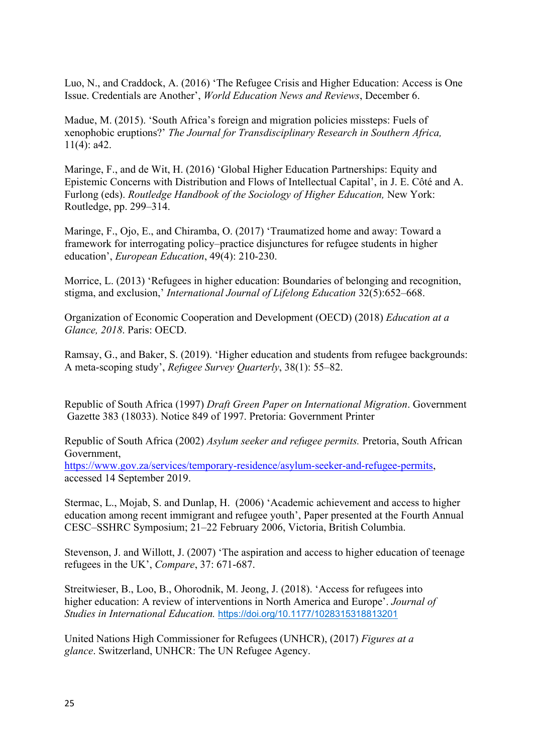Luo, N., and Craddock, A. (2016) 'The Refugee Crisis and Higher Education: Access is One Issue. Credentials are Another', *World Education News and Reviews*, December 6.

Madue, M. (2015). 'South Africa's foreign and migration policies missteps: Fuels of xenophobic eruptions?' *The Journal for Transdisciplinary Research in Southern Africa,* 11(4): a42.

Maringe, F., and de Wit, H. (2016) 'Global Higher Education Partnerships: Equity and Epistemic Concerns with Distribution and Flows of Intellectual Capital', in J. E. Côté and A. Furlong (eds). *Routledge Handbook of the Sociology of Higher Education,* New York: Routledge, pp. 299–314.

Maringe, F., Ojo, E., and Chiramba, O. (2017) 'Traumatized home and away: Toward a framework for interrogating policy–practice disjunctures for refugee students in higher education', *European Education*, 49(4): 210-230.

Morrice, L. (2013) 'Refugees in higher education: Boundaries of belonging and recognition, stigma, and exclusion,' *International Journal of Lifelong Education* 32(5):652–668.

Organization of Economic Cooperation and Development (OECD) (2018) *Education at a Glance, 2018*. Paris: OECD.

Ramsay, G., and Baker, S. (2019). 'Higher education and students from refugee backgrounds: A meta-scoping study', *Refugee Survey Quarterly*, 38(1): 55–82.

Republic of South Africa (1997) *Draft Green Paper on International Migration*. Government Gazette 383 (18033). Notice 849 of 1997. Pretoria: Government Printer

Republic of South Africa (2002) *Asylum seeker and refugee permits.* Pretoria, South African Government, https://www.gov.za/services/temporary-residence/asylum-seeker-and-refugee-permits, accessed 14 September 2019.

Stermac, L., Mojab, S. and Dunlap, H. (2006) 'Academic achievement and access to higher education among recent immigrant and refugee youth', Paper presented at the Fourth Annual CESC–SSHRC Symposium; 21–22 February 2006, Victoria, British Columbia.

Stevenson, J. and Willott, J. (2007) 'The aspiration and access to higher education of teenage refugees in the UK', *Compare*, 37: 671-687.

Streitwieser, B., Loo, B., Ohorodnik, M. Jeong, J. (2018). 'Access for refugees into higher education: A review of interventions in North America and Europe'. *Journal of Studies in International Education.* https://doi.org/10.1177/1028315318813201

United Nations High Commissioner for Refugees (UNHCR), (2017) *Figures at a glance*. Switzerland, UNHCR: The UN Refugee Agency.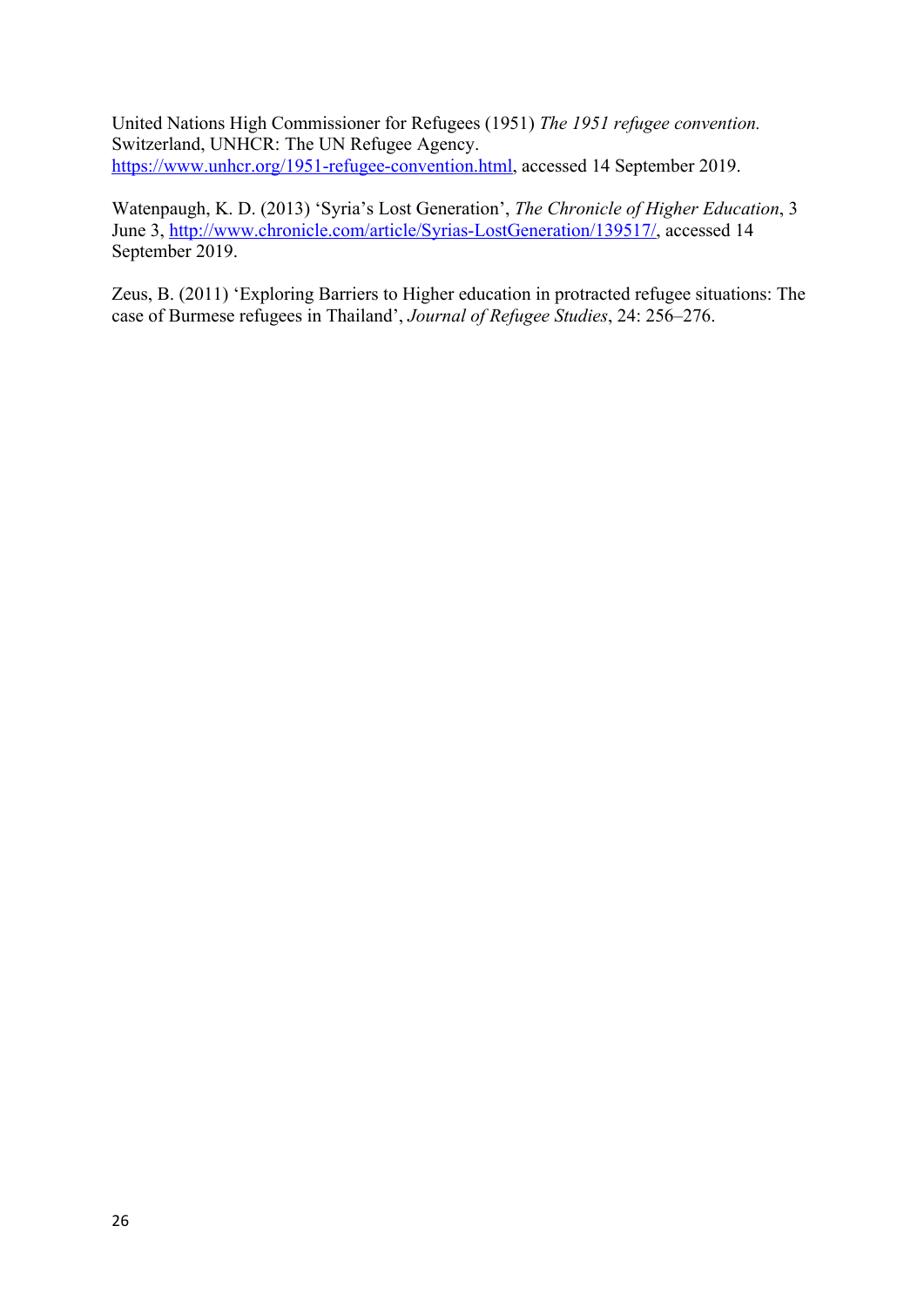United Nations High Commissioner for Refugees (1951) *The 1951 refugee convention.* Switzerland, UNHCR: The UN Refugee Agency. https://www.unhcr.org/1951-refugee-convention.html, accessed 14 September 2019.

Watenpaugh, K. D. (2013) 'Syria's Lost Generation', *The Chronicle of Higher Education*, 3 June 3, http://www.chronicle.com/article/Syrias-LostGeneration/139517/, accessed 14 September 2019.

Zeus, B. (2011) 'Exploring Barriers to Higher education in protracted refugee situations: The case of Burmese refugees in Thailand', *Journal of Refugee Studies*, 24: 256–276.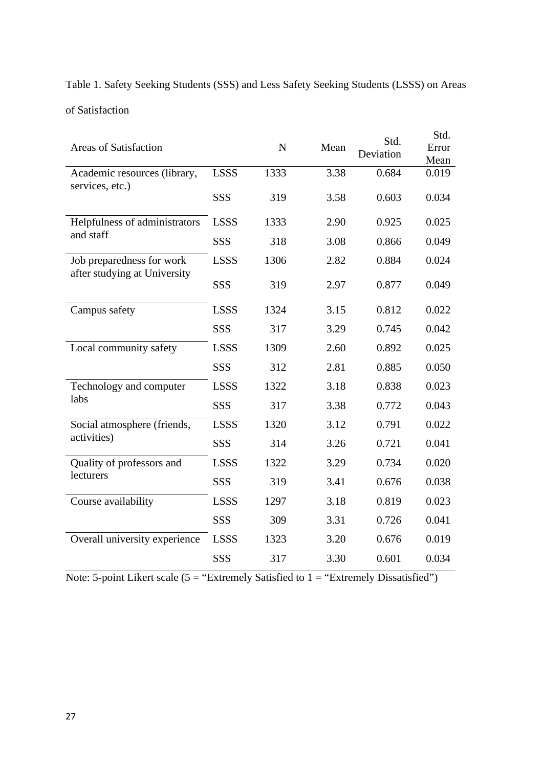Table 1. Safety Seeking Students (SSS) and Less Safety Seeking Students (LSSS) on Areas of Satisfaction

| Areas of Satisfaction | | N | Mean | Std. Deviation | Std. Error Mean |
|---|---|---|---|---|---|
| Academic resources (library, services, etc.) | LSSS | 1333 | 3.38 | 0.684 | 0.019 |
| | SSS | 319 | 3.58 | 0.603 | 0.034 |
| Helpfulness of administrators and staff | LSSS | 1333 | 2.90 | 0.925 | 0.025 |
| | SSS | 318 | 3.08 | 0.866 | 0.049 |
| Job preparedness for work after studying at University | LSSS | 1306 | 2.82 | 0.884 | 0.024 |
| | SSS | 319 | 2.97 | 0.877 | 0.049 |
| Campus safety | LSSS | 1324 | 3.15 | 0.812 | 0.022 |
| | SSS | 317 | 3.29 | 0.745 | 0.042 |
| Local community safety | LSSS | 1309 | 2.60 | 0.892 | 0.025 |
| | SSS | 312 | 2.81 | 0.885 | 0.050 |
| Technology and computer labs | LSSS | 1322 | 3.18 | 0.838 | 0.023 |
| | SSS | 317 | 3.38 | 0.772 | 0.043 |
| Social atmosphere (friends, activities) | LSSS | 1320 | 3.12 | 0.791 | 0.022 |
| | SSS | 314 | 3.26 | 0.721 | 0.041 |
| Quality of professors and lecturers | LSSS | 1322 | 3.29 | 0.734 | 0.020 |
| | SSS | 319 | 3.41 | 0.676 | 0.038 |
| Course availability | LSSS | 1297 | 3.18 | 0.819 | 0.023 |
| | SSS | 309 | 3.31 | 0.726 | 0.041 |
| Overall university experience | LSSS | 1323 | 3.20 | 0.676 | 0.019 |
| | SSS | 317 | 3.30 | 0.601 | 0.034 |

Note: 5-point Likert scale (5 = "Extremely Satisfied to 1 = "Extremely Dissatisfied")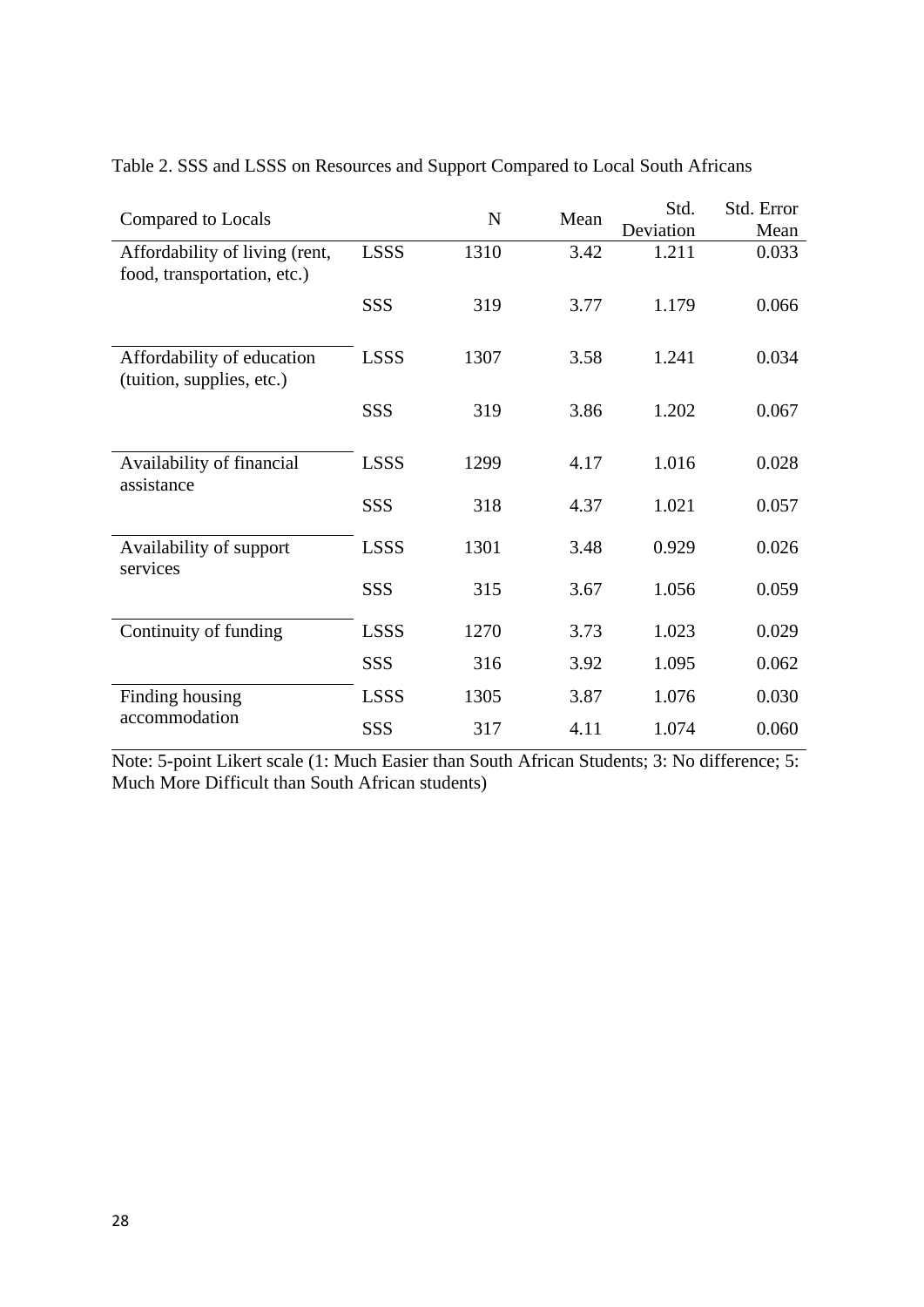Table 2. SSS and LSSS on Resources and Support Compared to Local South Africans

| Compared to Locals | | N | Mean | Std. Deviation | Std. Error Mean |
|---|---|---|---|---|---|
| Affordability of living (rent, food, transportation, etc.) | LSSS | 1310 | 3.42 | 1.211 | 0.033 |
| | SSS | 319 | 3.77 | 1.179 | 0.066 |
| Affordability of education (tuition, supplies, etc.) | LSSS | 1307 | 3.58 | 1.241 | 0.034 |
| | SSS | 319 | 3.86 | 1.202 | 0.067 |
| Availability of financial assistance | LSSS | 1299 | 4.17 | 1.016 | 0.028 |
| | SSS | 318 | 4.37 | 1.021 | 0.057 |
| Availability of support services | LSSS | 1301 | 3.48 | 0.929 | 0.026 |
| | SSS | 315 | 3.67 | 1.056 | 0.059 |
| Continuity of funding | LSSS | 1270 | 3.73 | 1.023 | 0.029 |
| | SSS | 316 | 3.92 | 1.095 | 0.062 |
| Finding housing accommodation | LSSS | 1305 | 3.87 | 1.076 | 0.030 |
| | SSS | 317 | 4.11 | 1.074 | 0.060 |

Note: 5-point Likert scale (1: Much Easier than South African Students; 3: No difference; 5: Much More Difficult than South African students)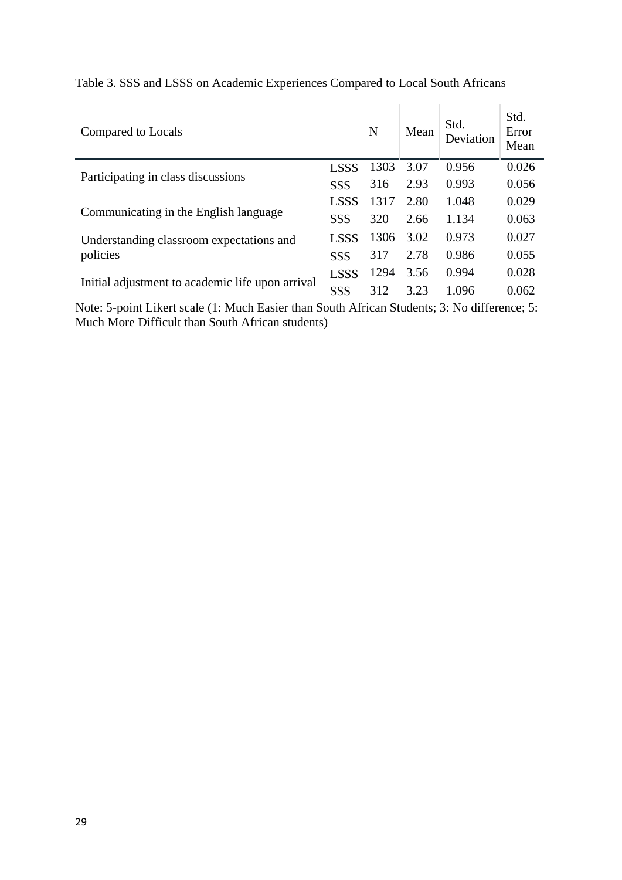Table 3. SSS and LSSS on Academic Experiences Compared to Local South Africans

| Compared to Locals | | N | Mean | Std. Deviation | Std. Error Mean |
|---|---|---|---|---|---|
| Participating in class discussions | LSSS | 1303 | 3.07 | 0.956 | 0.026 |
| | SSS | 316 | 2.93 | 0.993 | 0.056 |
| Communicating in the English language | LSSS | 1317 | 2.80 | 1.048 | 0.029 |
| | SSS | 320 | 2.66 | 1.134 | 0.063 |
| Understanding classroom expectations and policies | LSSS | 1306 | 3.02 | 0.973 | 0.027 |
| | SSS | 317 | 2.78 | 0.986 | 0.055 |
| Initial adjustment to academic life upon arrival | LSSS | 1294 | 3.56 | 0.994 | 0.028 |
| | SSS | 312 | 3.23 | 1.096 | 0.062 |

Note: 5-point Likert scale (1: Much Easier than South African Students; 3: No difference; 5: Much More Difficult than South African students)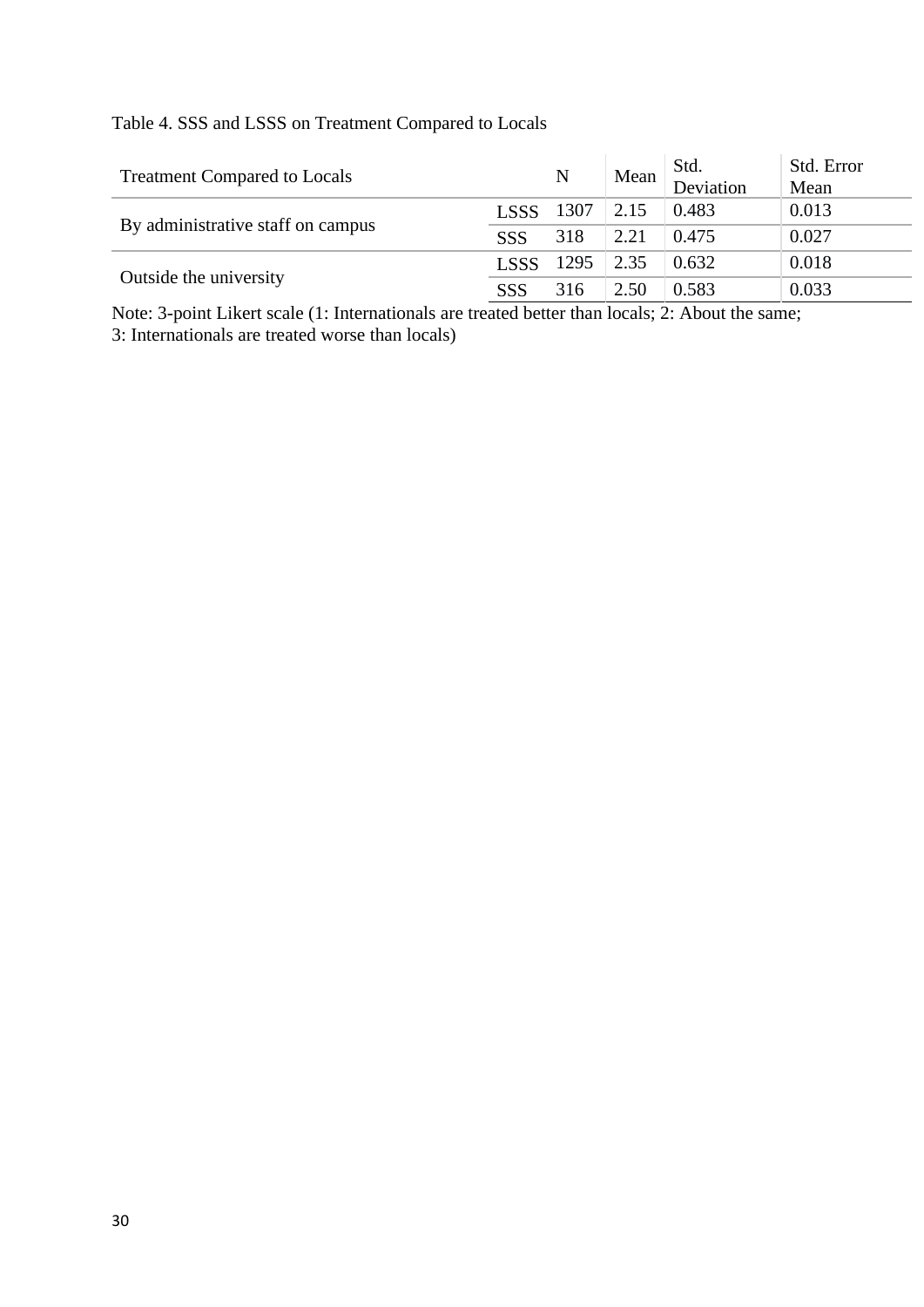Table 4. SSS and LSSS on Treatment Compared to Locals

| Treatment Compared to Locals | | N | Mean | Std. Deviation | Std. Error Mean |
|---|---|---|---|---|---|
| By administrative staff on campus | LSSS | 1307 | 2.15 | 0.483 | 0.013 |
| | SSS | 318 | 2.21 | 0.475 | 0.027 |
| Outside the university | LSSS | 1295 | 2.35 | 0.632 | 0.018 |
| | SSS | 316 | 2.50 | 0.583 | 0.033 |

Note: 3-point Likert scale (1: Internationals are treated better than locals; 2: About the same; 3: Internationals are treated worse than locals)